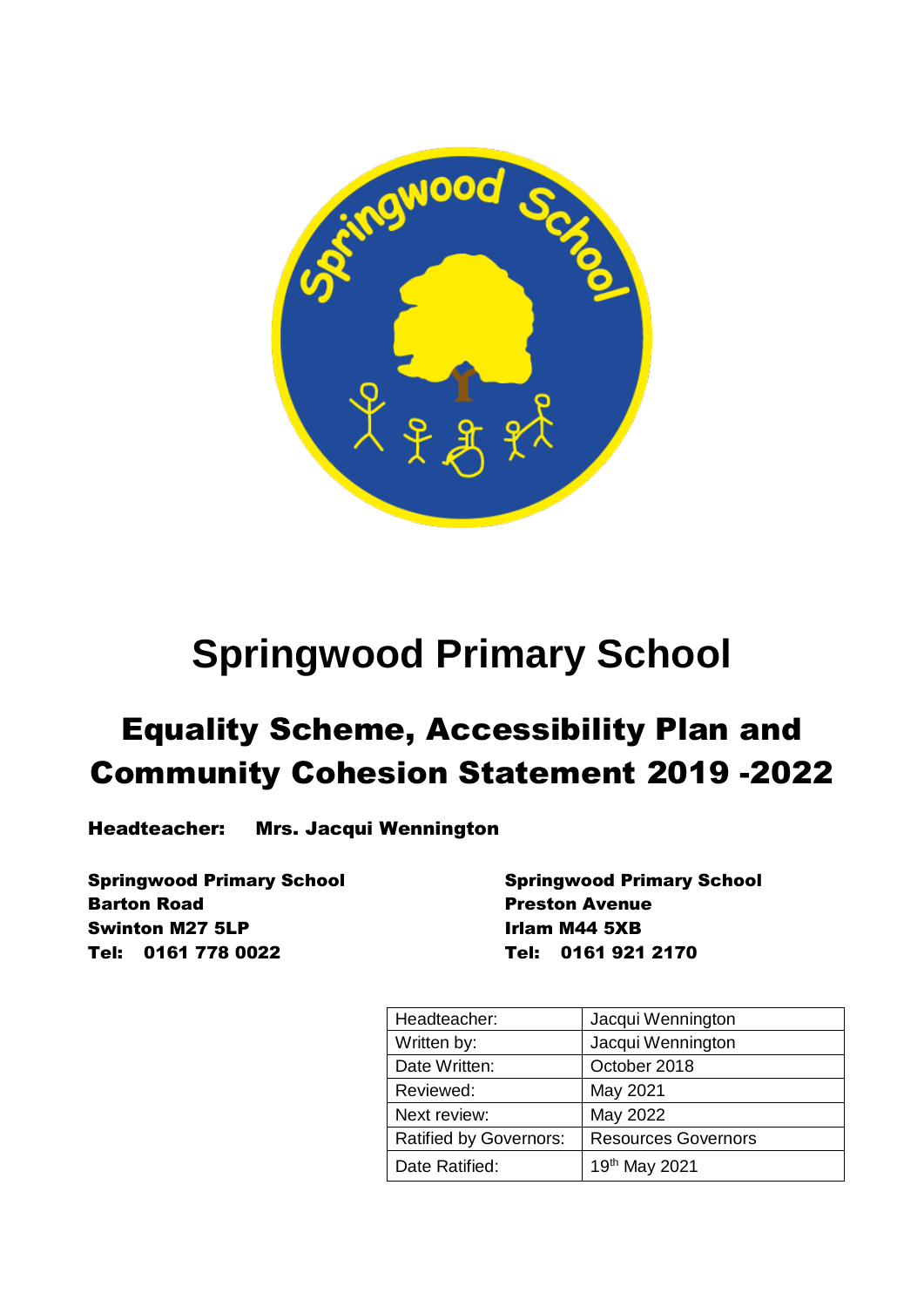# Springwood Primary School

## Equality Scheme, Accessibility Plan and Community Cohesion Statement 2019 -2022

**Headteacher: Mrs. Jacqui Wennington**

**Springwood Primary School**
**Barton Road**
**Swinton M27 5LP**
**Tel: 0161 778 0022**

**Springwood Primary School**
**Preston Avenue**
**Irlam M44 5XB**
**Tel: 0161 921 2170**

| Headteacher: | Jacqui Wennington |
|---|---|
| Written by: | Jacqui Wennington |
| Date Written: | October 2018 |
| Reviewed: | May 2021 |
| Next review: | May 2022 |
| Ratified by Governors: | Resources Governors |
| Date Ratified: | 19th May 2021 |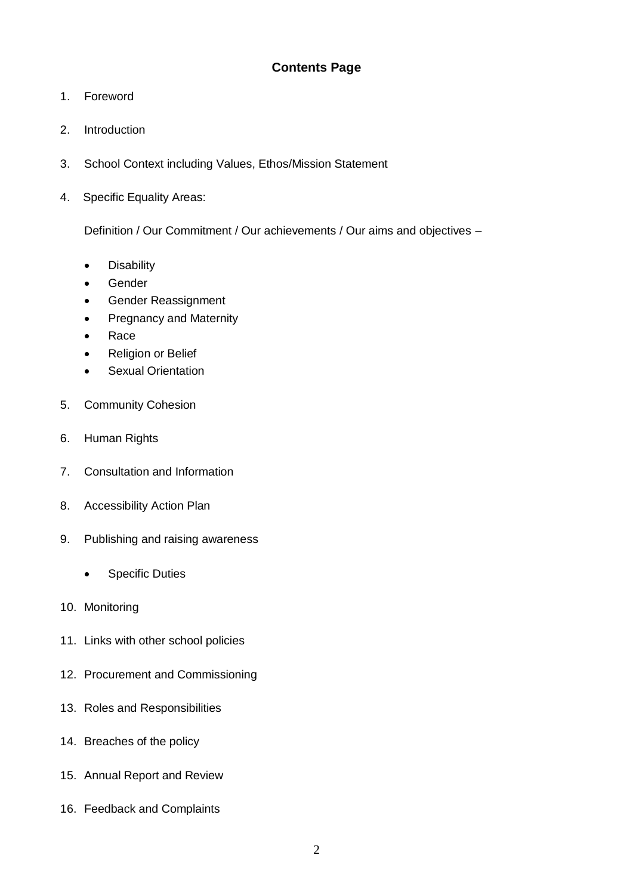## Contents Page

1. Foreword

2. Introduction

3. School Context including Values, Ethos/Mission Statement

4. Specific Equality Areas:

   Definition / Our Commitment / Our achievements / Our aims and objectives –

   - Disability
   - Gender
   - Gender Reassignment
   - Pregnancy and Maternity
   - Race
   - Religion or Belief
   - Sexual Orientation

5. Community Cohesion

6. Human Rights

7. Consultation and Information

8. Accessibility Action Plan

9. Publishing and raising awareness

   - Specific Duties

10. Monitoring

11. Links with other school policies

12. Procurement and Commissioning

13. Roles and Responsibilities

14. Breaches of the policy

15. Annual Report and Review

16. Feedback and Complaints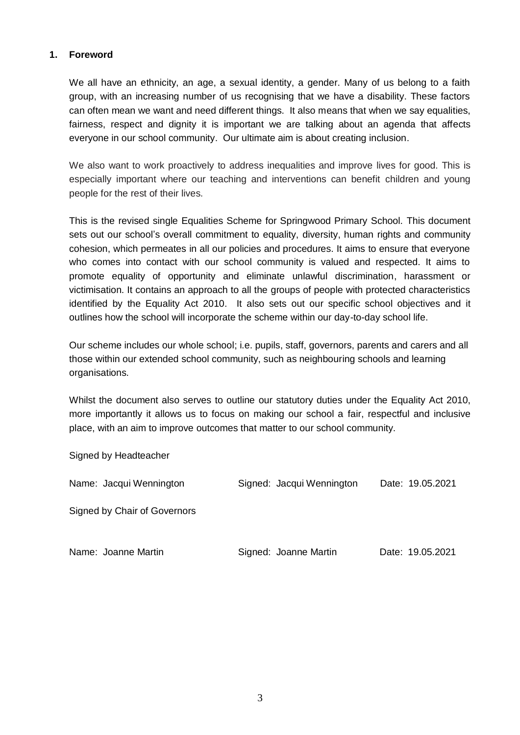## 1. Foreword

We all have an ethnicity, an age, a sexual identity, a gender. Many of us belong to a faith group, with an increasing number of us recognising that we have a disability. These factors can often mean we want and need different things. It also means that when we say equalities, fairness, respect and dignity it is important we are talking about an agenda that affects everyone in our school community. Our ultimate aim is about creating inclusion.

We also want to work proactively to address inequalities and improve lives for good. This is especially important where our teaching and interventions can benefit children and young people for the rest of their lives.

This is the revised single Equalities Scheme for Springwood Primary School. This document sets out our school's overall commitment to equality, diversity, human rights and community cohesion, which permeates in all our policies and procedures. It aims to ensure that everyone who comes into contact with our school community is valued and respected. It aims to promote equality of opportunity and eliminate unlawful discrimination, harassment or victimisation. It contains an approach to all the groups of people with protected characteristics identified by the Equality Act 2010. It also sets out our specific school objectives and it outlines how the school will incorporate the scheme within our day-to-day school life.

Our scheme includes our whole school; i.e. pupils, staff, governors, parents and carers and all those within our extended school community, such as neighbouring schools and learning organisations.

Whilst the document also serves to outline our statutory duties under the Equality Act 2010, more importantly it allows us to focus on making our school a fair, respectful and inclusive place, with an aim to improve outcomes that matter to our school community.

Signed by Headteacher

Name: Jacqui Wennington Signed: Jacqui Wennington Date: 19.05.2021

Signed by Chair of Governors

Name: Joanne Martin Signed: Joanne Martin Date: 19.05.2021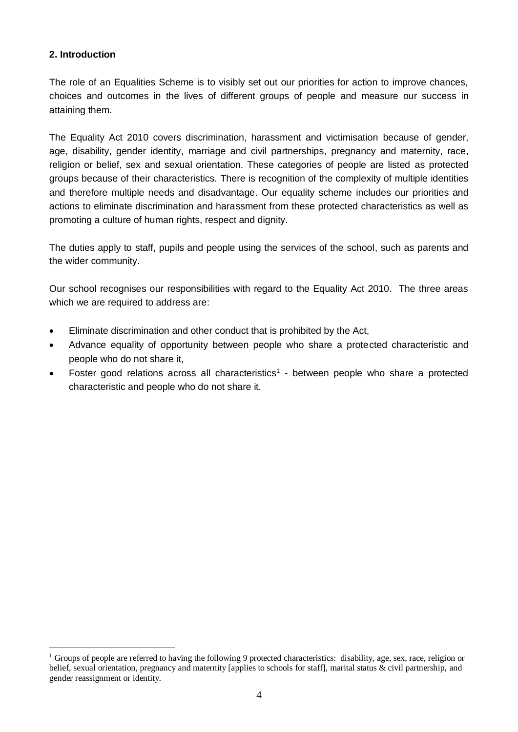## 2. Introduction

The role of an Equalities Scheme is to visibly set out our priorities for action to improve chances, choices and outcomes in the lives of different groups of people and measure our success in attaining them.

The Equality Act 2010 covers discrimination, harassment and victimisation because of gender, age, disability, gender identity, marriage and civil partnerships, pregnancy and maternity, race, religion or belief, sex and sexual orientation. These categories of people are listed as protected groups because of their characteristics. There is recognition of the complexity of multiple identities and therefore multiple needs and disadvantage. Our equality scheme includes our priorities and actions to eliminate discrimination and harassment from these protected characteristics as well as promoting a culture of human rights, respect and dignity.

The duties apply to staff, pupils and people using the services of the school, such as parents and the wider community.

Our school recognises our responsibilities with regard to the Equality Act 2010. The three areas which we are required to address are:

- Eliminate discrimination and other conduct that is prohibited by the Act,
- Advance equality of opportunity between people who share a protected characteristic and people who do not share it,
- Foster good relations across all characteristics[1] - between people who share a protected characteristic and people who do not share it.

[1] Groups of people are referred to having the following 9 protected characteristics: disability, age, sex, race, religion or belief, sexual orientation, pregnancy and maternity [applies to schools for staff], marital status & civil partnership, and gender reassignment or identity.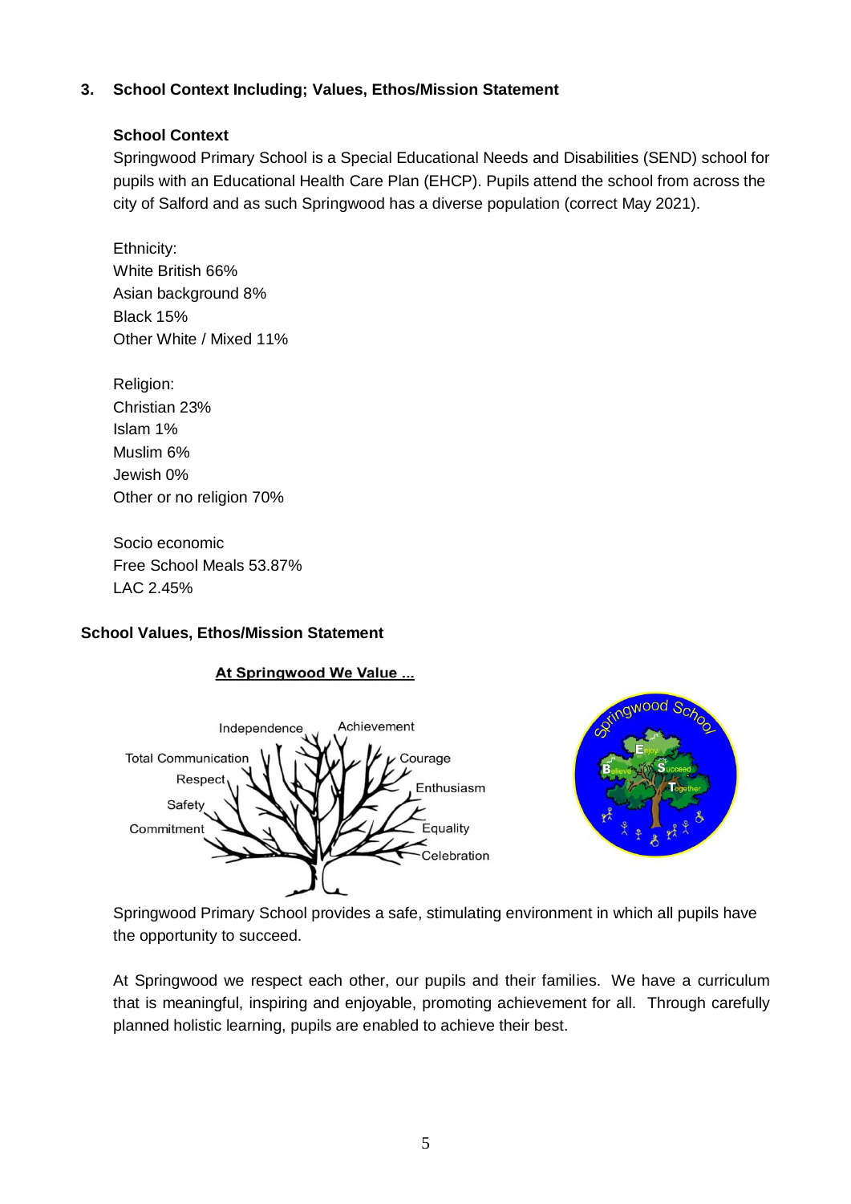### 3. School Context Including; Values, Ethos/Mission Statement

**School Context**

Springwood Primary School is a Special Educational Needs and Disabilities (SEND) school for pupils with an Educational Health Care Plan (EHCP). Pupils attend the school from across the city of Salford and as such Springwood has a diverse population (correct May 2021).

Ethnicity:
White British 66%
Asian background 8%
Black 15%
Other White / Mixed 11%

Religion:
Christian 23%
Islam 1%
Muslim 6%
Jewish 0%
Other or no religion 70%

Socio economic
Free School Meals 53.87%
LAC 2.45%

**School Values, Ethos/Mission Statement**

**At Springwood We Value ...**

Independence, Achievement, Total Communication, Courage, Respect, Enthusiasm, Safety, Commitment, Equality, Celebration

Springwood School: Believe, Enjoy, Succeed, Together

Springwood Primary School provides a safe, stimulating environment in which all pupils have the opportunity to succeed.

At Springwood we respect each other, our pupils and their families. We have a curriculum that is meaningful, inspiring and enjoyable, promoting achievement for all. Through carefully planned holistic learning, pupils are enabled to achieve their best.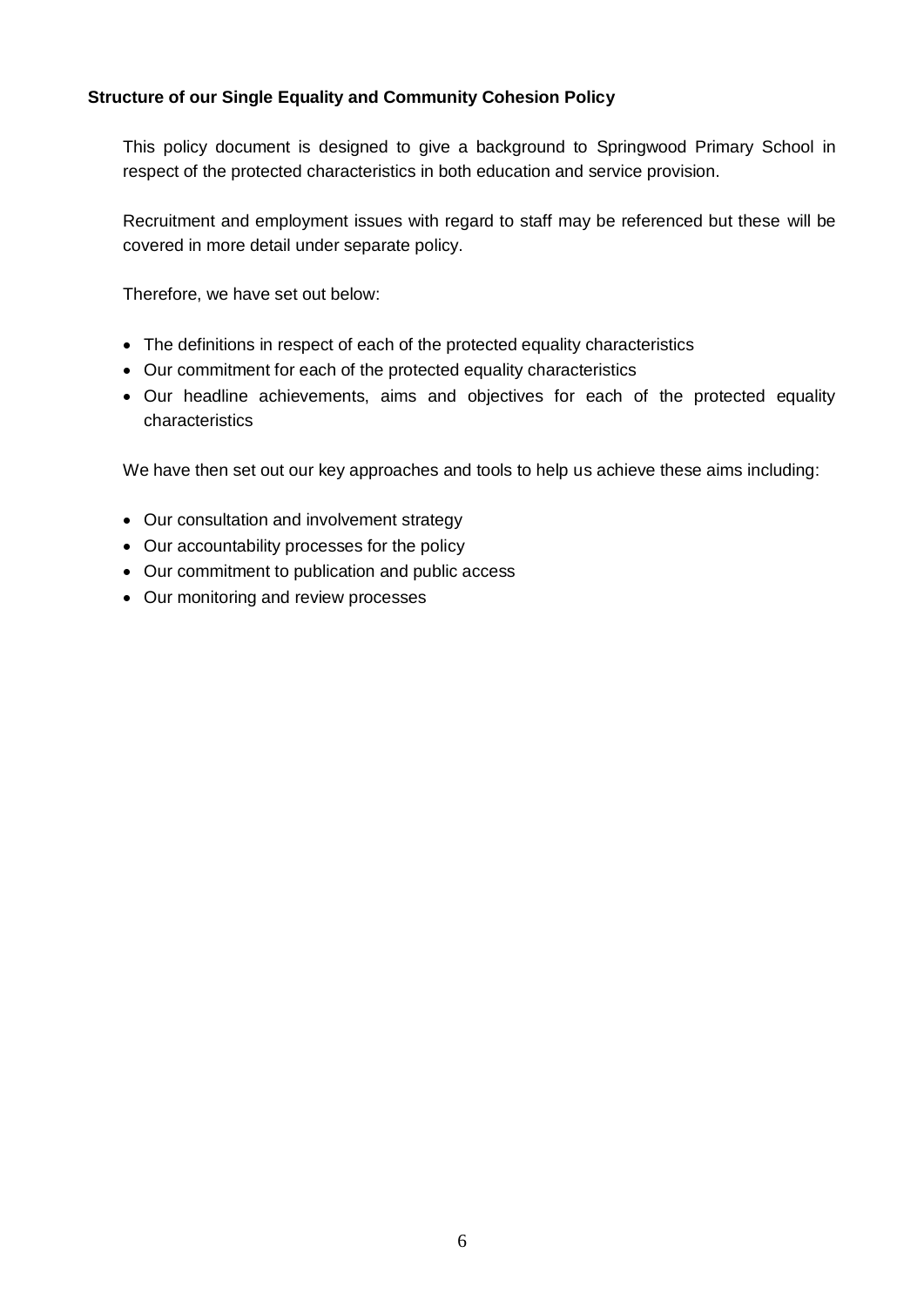**Structure of our Single Equality and Community Cohesion Policy**

This policy document is designed to give a background to Springwood Primary School in respect of the protected characteristics in both education and service provision.

Recruitment and employment issues with regard to staff may be referenced but these will be covered in more detail under separate policy.

Therefore, we have set out below:

- The definitions in respect of each of the protected equality characteristics
- Our commitment for each of the protected equality characteristics
- Our headline achievements, aims and objectives for each of the protected equality characteristics

We have then set out our key approaches and tools to help us achieve these aims including:

- Our consultation and involvement strategy
- Our accountability processes for the policy
- Our commitment to publication and public access
- Our monitoring and review processes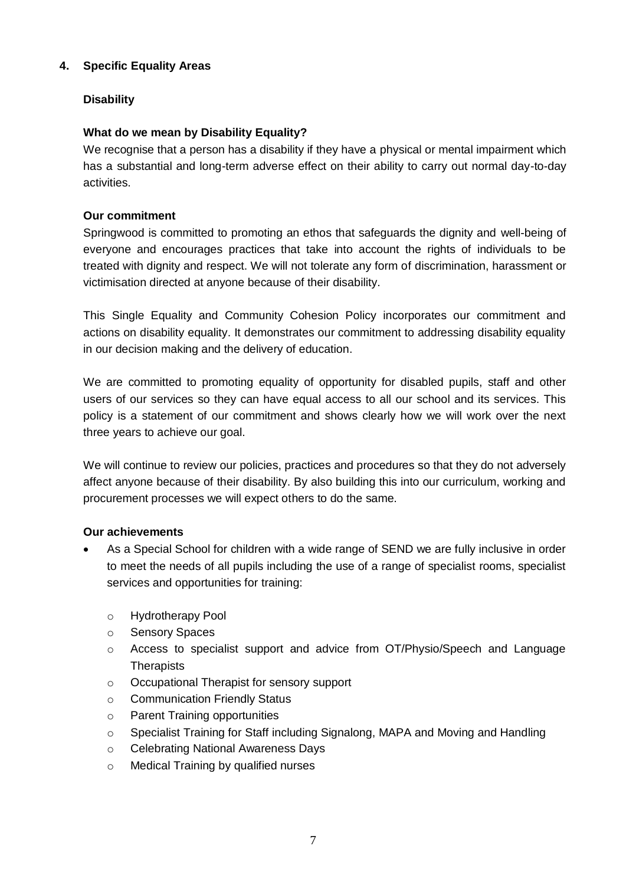## 4. Specific Equality Areas

### Disability

#### What do we mean by Disability Equality?

We recognise that a person has a disability if they have a physical or mental impairment which has a substantial and long-term adverse effect on their ability to carry out normal day-to-day activities.

#### Our commitment

Springwood is committed to promoting an ethos that safeguards the dignity and well-being of everyone and encourages practices that take into account the rights of individuals to be treated with dignity and respect. We will not tolerate any form of discrimination, harassment or victimisation directed at anyone because of their disability.

This Single Equality and Community Cohesion Policy incorporates our commitment and actions on disability equality. It demonstrates our commitment to addressing disability equality in our decision making and the delivery of education.

We are committed to promoting equality of opportunity for disabled pupils, staff and other users of our services so they can have equal access to all our school and its services. This policy is a statement of our commitment and shows clearly how we will work over the next three years to achieve our goal.

We will continue to review our policies, practices and procedures so that they do not adversely affect anyone because of their disability. By also building this into our curriculum, working and procurement processes we will expect others to do the same.

#### Our achievements

- As a Special School for children with a wide range of SEND we are fully inclusive in order to meet the needs of all pupils including the use of a range of specialist rooms, specialist services and opportunities for training:
  - Hydrotherapy Pool
  - Sensory Spaces
  - Access to specialist support and advice from OT/Physio/Speech and Language Therapists
  - Occupational Therapist for sensory support
  - Communication Friendly Status
  - Parent Training opportunities
  - Specialist Training for Staff including Signalong, MAPA and Moving and Handling
  - Celebrating National Awareness Days
  - Medical Training by qualified nurses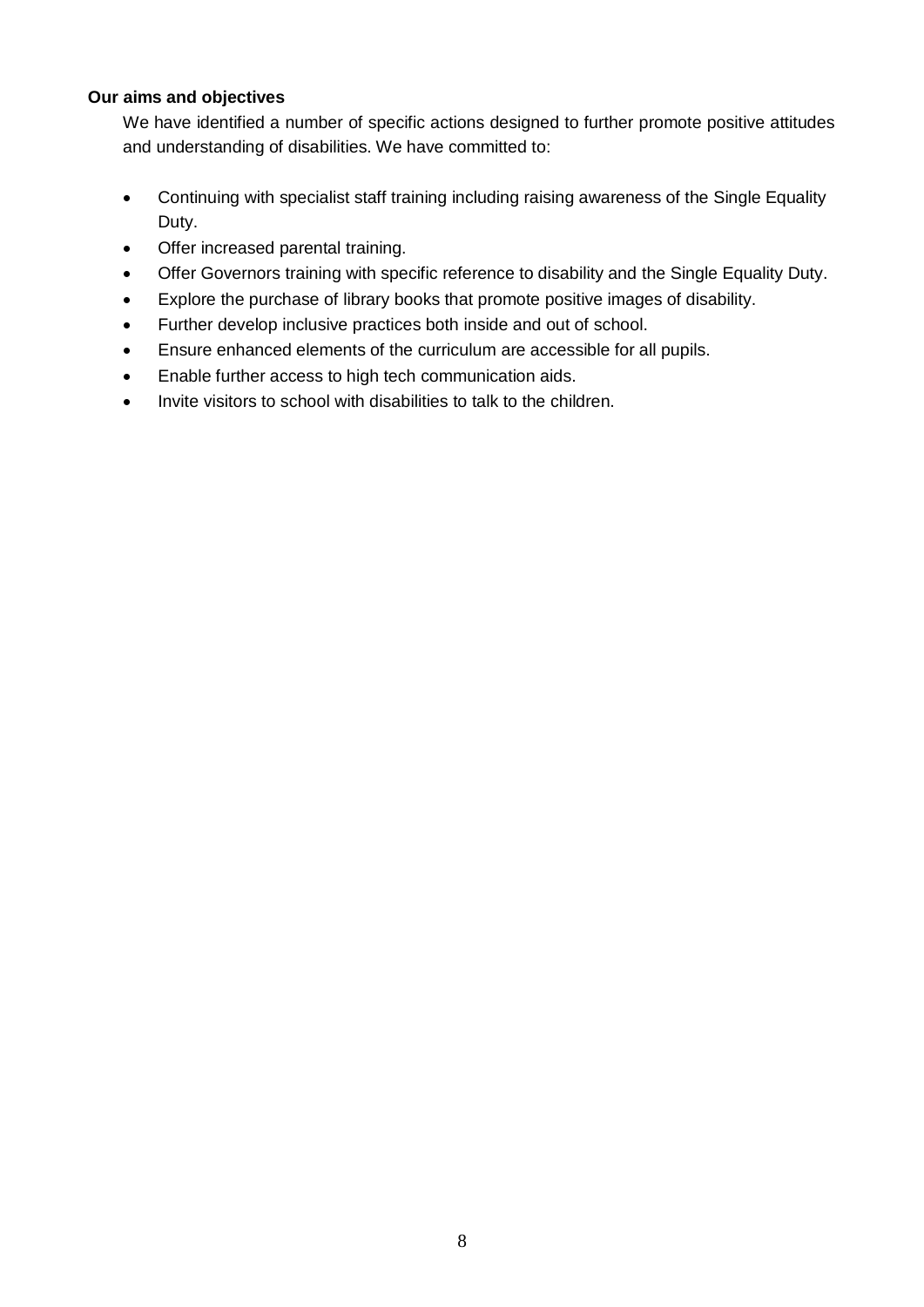**Our aims and objectives**

We have identified a number of specific actions designed to further promote positive attitudes and understanding of disabilities. We have committed to:

- Continuing with specialist staff training including raising awareness of the Single Equality Duty.
- Offer increased parental training.
- Offer Governors training with specific reference to disability and the Single Equality Duty.
- Explore the purchase of library books that promote positive images of disability.
- Further develop inclusive practices both inside and out of school.
- Ensure enhanced elements of the curriculum are accessible for all pupils.
- Enable further access to high tech communication aids.
- Invite visitors to school with disabilities to talk to the children.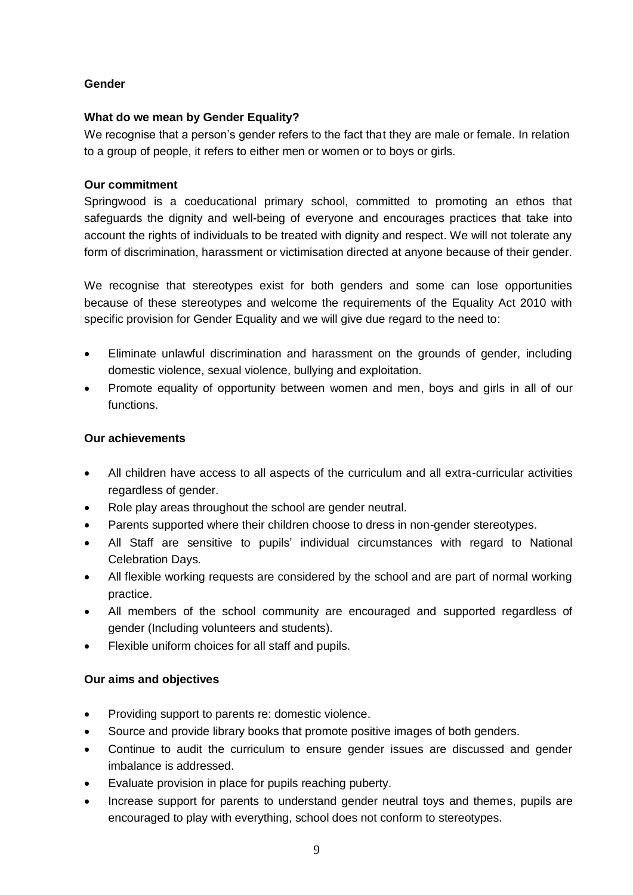## Gender

### What do we mean by Gender Equality?

We recognise that a person's gender refers to the fact that they are male or female. In relation to a group of people, it refers to either men or women or to boys or girls.

### Our commitment

Springwood is a coeducational primary school, committed to promoting an ethos that safeguards the dignity and well-being of everyone and encourages practices that take into account the rights of individuals to be treated with dignity and respect. We will not tolerate any form of discrimination, harassment or victimisation directed at anyone because of their gender.

We recognise that stereotypes exist for both genders and some can lose opportunities because of these stereotypes and welcome the requirements of the Equality Act 2010 with specific provision for Gender Equality and we will give due regard to the need to:

- Eliminate unlawful discrimination and harassment on the grounds of gender, including domestic violence, sexual violence, bullying and exploitation.
- Promote equality of opportunity between women and men, boys and girls in all of our functions.

### Our achievements

- All children have access to all aspects of the curriculum and all extra-curricular activities regardless of gender.
- Role play areas throughout the school are gender neutral.
- Parents supported where their children choose to dress in non-gender stereotypes.
- All Staff are sensitive to pupils' individual circumstances with regard to National Celebration Days.
- All flexible working requests are considered by the school and are part of normal working practice.
- All members of the school community are encouraged and supported regardless of gender (Including volunteers and students).
- Flexible uniform choices for all staff and pupils.

### Our aims and objectives

- Providing support to parents re: domestic violence.
- Source and provide library books that promote positive images of both genders.
- Continue to audit the curriculum to ensure gender issues are discussed and gender imbalance is addressed.
- Evaluate provision in place for pupils reaching puberty.
- Increase support for parents to understand gender neutral toys and themes, pupils are encouraged to play with everything, school does not conform to stereotypes.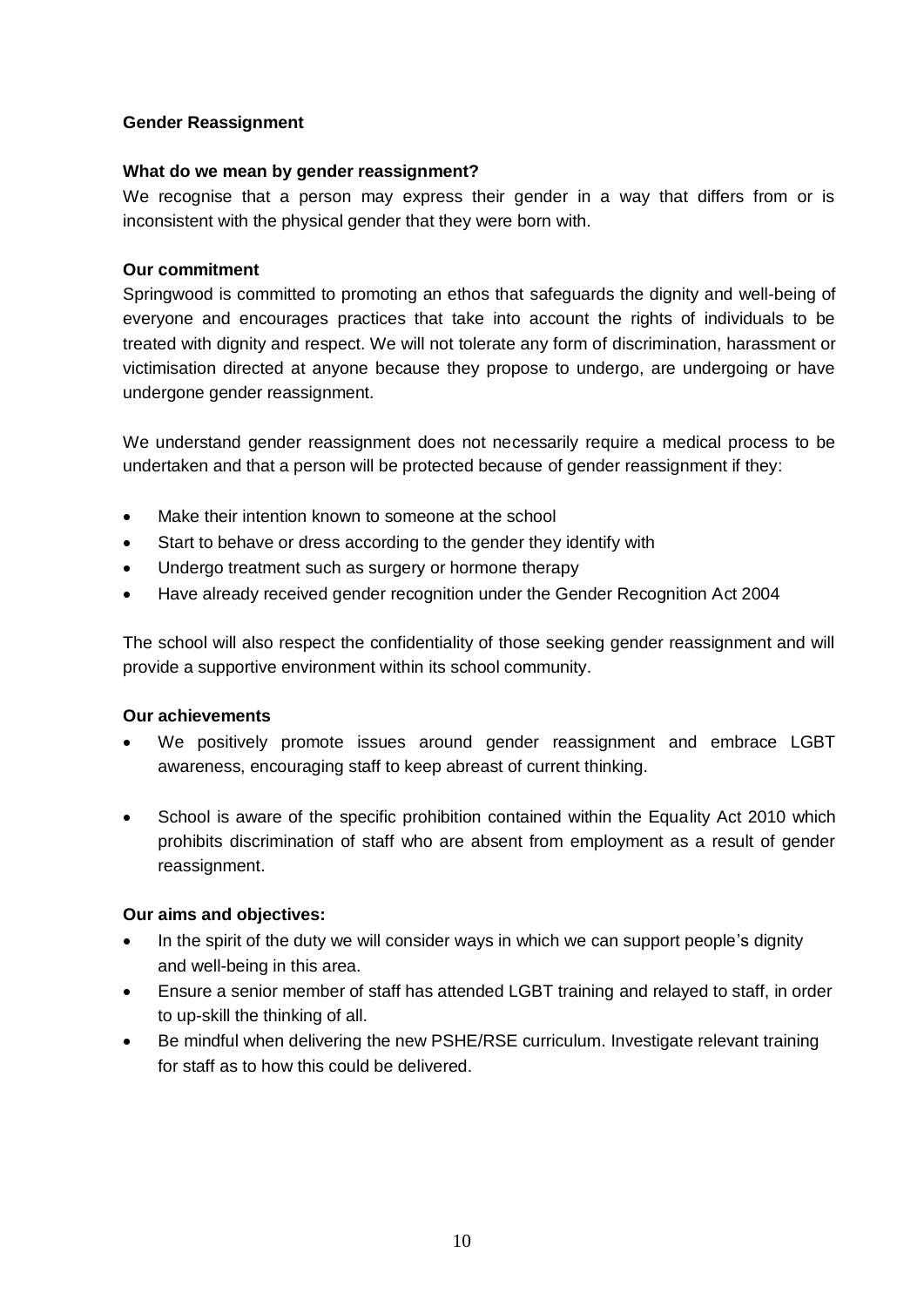## Gender Reassignment

### What do we mean by gender reassignment?

We recognise that a person may express their gender in a way that differs from or is inconsistent with the physical gender that they were born with.

### Our commitment

Springwood is committed to promoting an ethos that safeguards the dignity and well-being of everyone and encourages practices that take into account the rights of individuals to be treated with dignity and respect. We will not tolerate any form of discrimination, harassment or victimisation directed at anyone because they propose to undergo, are undergoing or have undergone gender reassignment.

We understand gender reassignment does not necessarily require a medical process to be undertaken and that a person will be protected because of gender reassignment if they:

- Make their intention known to someone at the school
- Start to behave or dress according to the gender they identify with
- Undergo treatment such as surgery or hormone therapy
- Have already received gender recognition under the Gender Recognition Act 2004

The school will also respect the confidentiality of those seeking gender reassignment and will provide a supportive environment within its school community.

### Our achievements

- We positively promote issues around gender reassignment and embrace LGBT awareness, encouraging staff to keep abreast of current thinking.

- School is aware of the specific prohibition contained within the Equality Act 2010 which prohibits discrimination of staff who are absent from employment as a result of gender reassignment.

### Our aims and objectives:

- In the spirit of the duty we will consider ways in which we can support people's dignity and well-being in this area.
- Ensure a senior member of staff has attended LGBT training and relayed to staff, in order to up-skill the thinking of all.
- Be mindful when delivering the new PSHE/RSE curriculum. Investigate relevant training for staff as to how this could be delivered.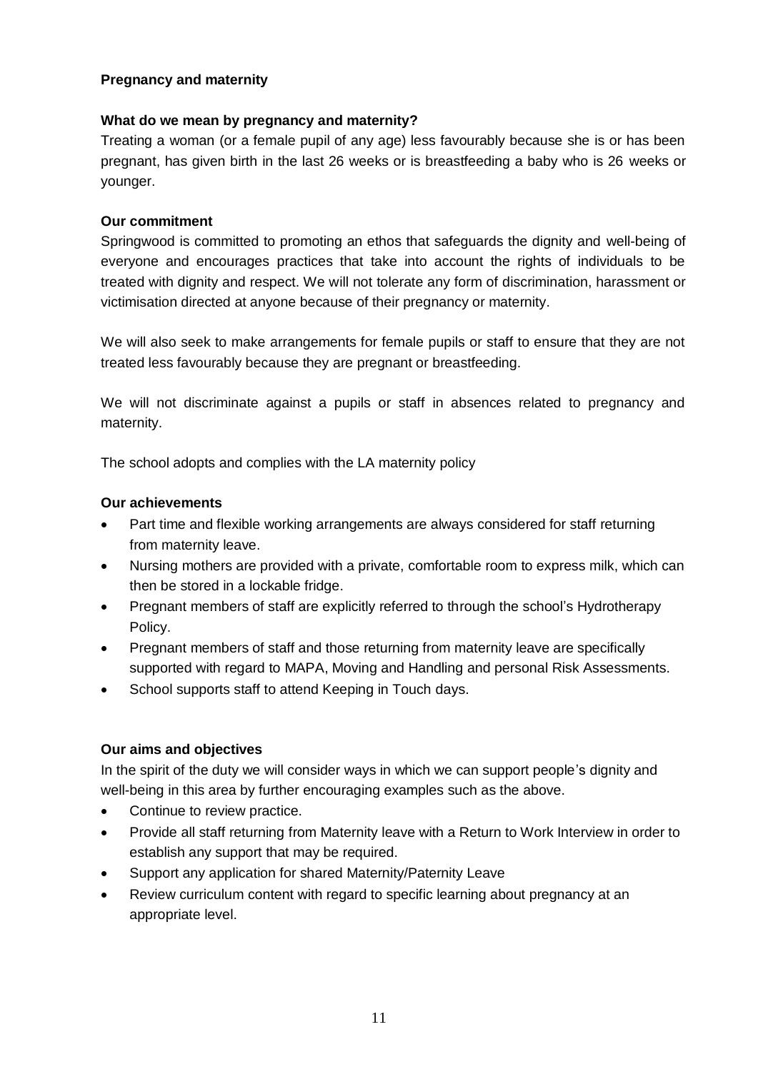## Pregnancy and maternity

### What do we mean by pregnancy and maternity?

Treating a woman (or a female pupil of any age) less favourably because she is or has been pregnant, has given birth in the last 26 weeks or is breastfeeding a baby who is 26 weeks or younger.

### Our commitment

Springwood is committed to promoting an ethos that safeguards the dignity and well-being of everyone and encourages practices that take into account the rights of individuals to be treated with dignity and respect. We will not tolerate any form of discrimination, harassment or victimisation directed at anyone because of their pregnancy or maternity.

We will also seek to make arrangements for female pupils or staff to ensure that they are not treated less favourably because they are pregnant or breastfeeding.

We will not discriminate against a pupils or staff in absences related to pregnancy and maternity.

The school adopts and complies with the LA maternity policy

### Our achievements

- Part time and flexible working arrangements are always considered for staff returning from maternity leave.
- Nursing mothers are provided with a private, comfortable room to express milk, which can then be stored in a lockable fridge.
- Pregnant members of staff are explicitly referred to through the school's Hydrotherapy Policy.
- Pregnant members of staff and those returning from maternity leave are specifically supported with regard to MAPA, Moving and Handling and personal Risk Assessments.
- School supports staff to attend Keeping in Touch days.

### Our aims and objectives

In the spirit of the duty we will consider ways in which we can support people's dignity and well-being in this area by further encouraging examples such as the above.

- Continue to review practice.
- Provide all staff returning from Maternity leave with a Return to Work Interview in order to establish any support that may be required.
- Support any application for shared Maternity/Paternity Leave
- Review curriculum content with regard to specific learning about pregnancy at an appropriate level.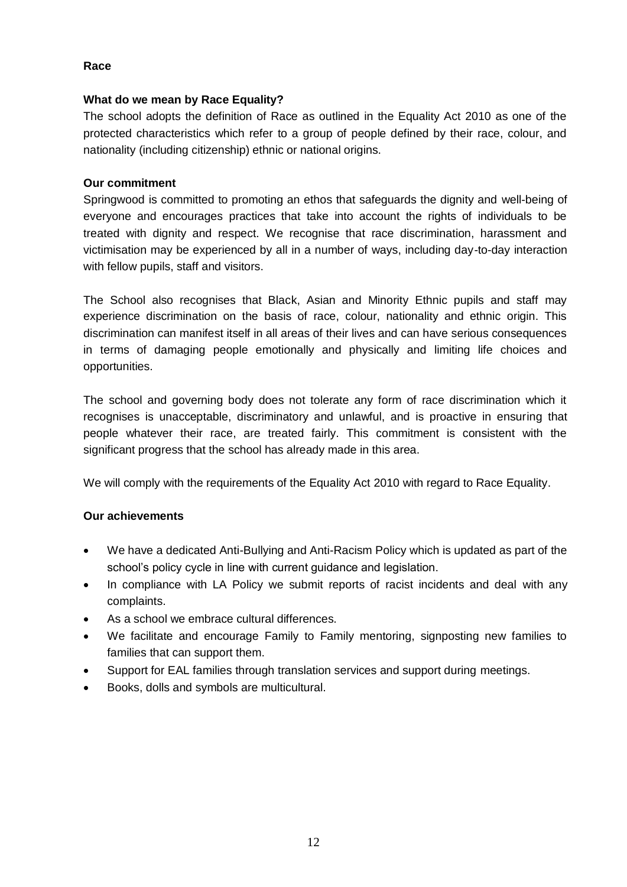## Race

### What do we mean by Race Equality?

The school adopts the definition of Race as outlined in the Equality Act 2010 as one of the protected characteristics which refer to a group of people defined by their race, colour, and nationality (including citizenship) ethnic or national origins.

### Our commitment

Springwood is committed to promoting an ethos that safeguards the dignity and well-being of everyone and encourages practices that take into account the rights of individuals to be treated with dignity and respect. We recognise that race discrimination, harassment and victimisation may be experienced by all in a number of ways, including day-to-day interaction with fellow pupils, staff and visitors.

The School also recognises that Black, Asian and Minority Ethnic pupils and staff may experience discrimination on the basis of race, colour, nationality and ethnic origin. This discrimination can manifest itself in all areas of their lives and can have serious consequences in terms of damaging people emotionally and physically and limiting life choices and opportunities.

The school and governing body does not tolerate any form of race discrimination which it recognises is unacceptable, discriminatory and unlawful, and is proactive in ensuring that people whatever their race, are treated fairly. This commitment is consistent with the significant progress that the school has already made in this area.

We will comply with the requirements of the Equality Act 2010 with regard to Race Equality.

### Our achievements

- We have a dedicated Anti-Bullying and Anti-Racism Policy which is updated as part of the school's policy cycle in line with current guidance and legislation.
- In compliance with LA Policy we submit reports of racist incidents and deal with any complaints.
- As a school we embrace cultural differences.
- We facilitate and encourage Family to Family mentoring, signposting new families to families that can support them.
- Support for EAL families through translation services and support during meetings.
- Books, dolls and symbols are multicultural.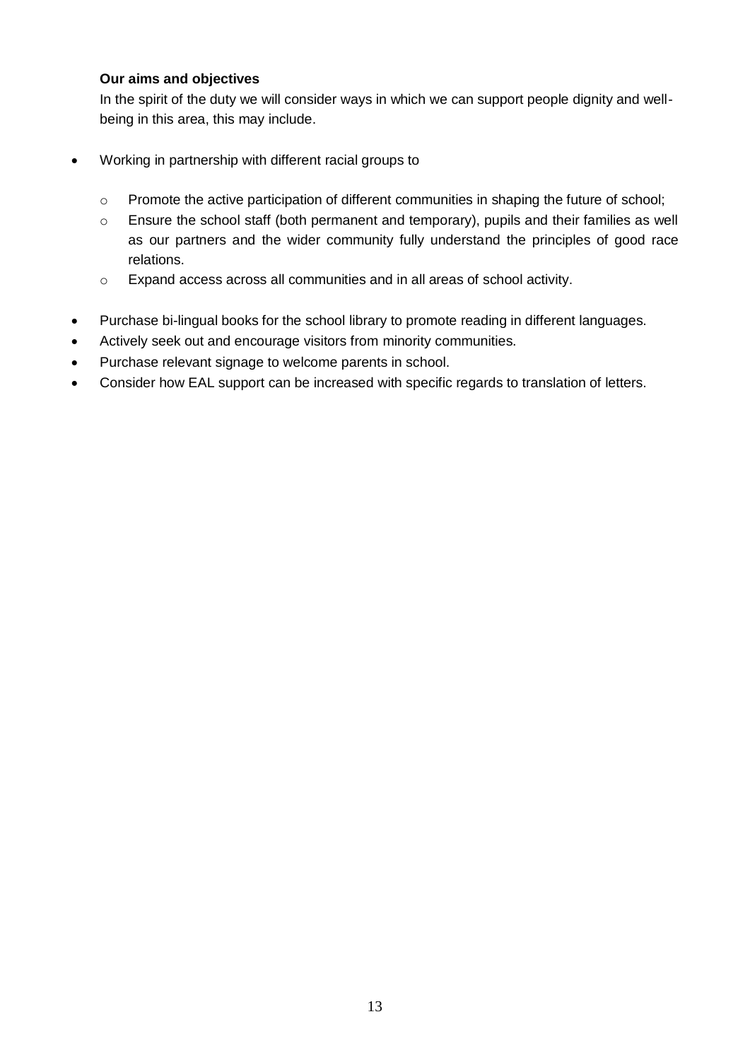**Our aims and objectives**

In the spirit of the duty we will consider ways in which we can support people dignity and well-being in this area, this may include.

- Working in partnership with different racial groups to
  - Promote the active participation of different communities in shaping the future of school;
  - Ensure the school staff (both permanent and temporary), pupils and their families as well as our partners and the wider community fully understand the principles of good race relations.
  - Expand access across all communities and in all areas of school activity.
- Purchase bi-lingual books for the school library to promote reading in different languages.
- Actively seek out and encourage visitors from minority communities.
- Purchase relevant signage to welcome parents in school.
- Consider how EAL support can be increased with specific regards to translation of letters.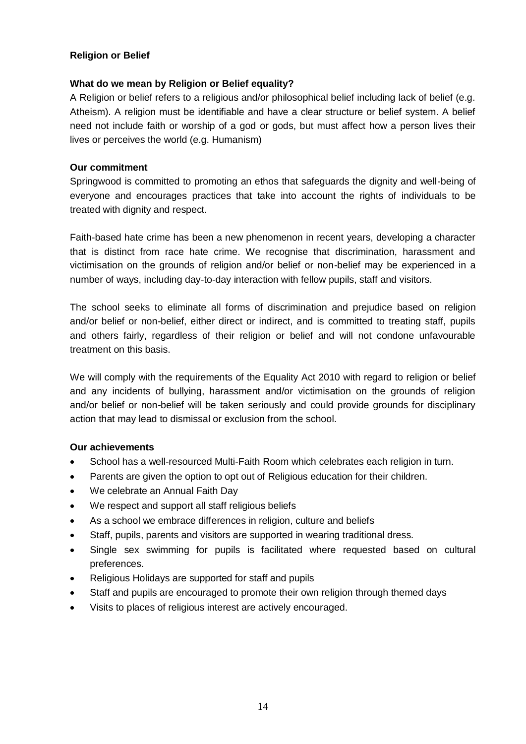## Religion or Belief

### What do we mean by Religion or Belief equality?

A Religion or belief refers to a religious and/or philosophical belief including lack of belief (e.g. Atheism). A religion must be identifiable and have a clear structure or belief system. A belief need not include faith or worship of a god or gods, but must affect how a person lives their lives or perceives the world (e.g. Humanism)

### Our commitment

Springwood is committed to promoting an ethos that safeguards the dignity and well-being of everyone and encourages practices that take into account the rights of individuals to be treated with dignity and respect.

Faith-based hate crime has been a new phenomenon in recent years, developing a character that is distinct from race hate crime. We recognise that discrimination, harassment and victimisation on the grounds of religion and/or belief or non-belief may be experienced in a number of ways, including day-to-day interaction with fellow pupils, staff and visitors.

The school seeks to eliminate all forms of discrimination and prejudice based on religion and/or belief or non-belief, either direct or indirect, and is committed to treating staff, pupils and others fairly, regardless of their religion or belief and will not condone unfavourable treatment on this basis.

We will comply with the requirements of the Equality Act 2010 with regard to religion or belief and any incidents of bullying, harassment and/or victimisation on the grounds of religion and/or belief or non-belief will be taken seriously and could provide grounds for disciplinary action that may lead to dismissal or exclusion from the school.

### Our achievements

- School has a well-resourced Multi-Faith Room which celebrates each religion in turn.
- Parents are given the option to opt out of Religious education for their children.
- We celebrate an Annual Faith Day
- We respect and support all staff religious beliefs
- As a school we embrace differences in religion, culture and beliefs
- Staff, pupils, parents and visitors are supported in wearing traditional dress.
- Single sex swimming for pupils is facilitated where requested based on cultural preferences.
- Religious Holidays are supported for staff and pupils
- Staff and pupils are encouraged to promote their own religion through themed days
- Visits to places of religious interest are actively encouraged.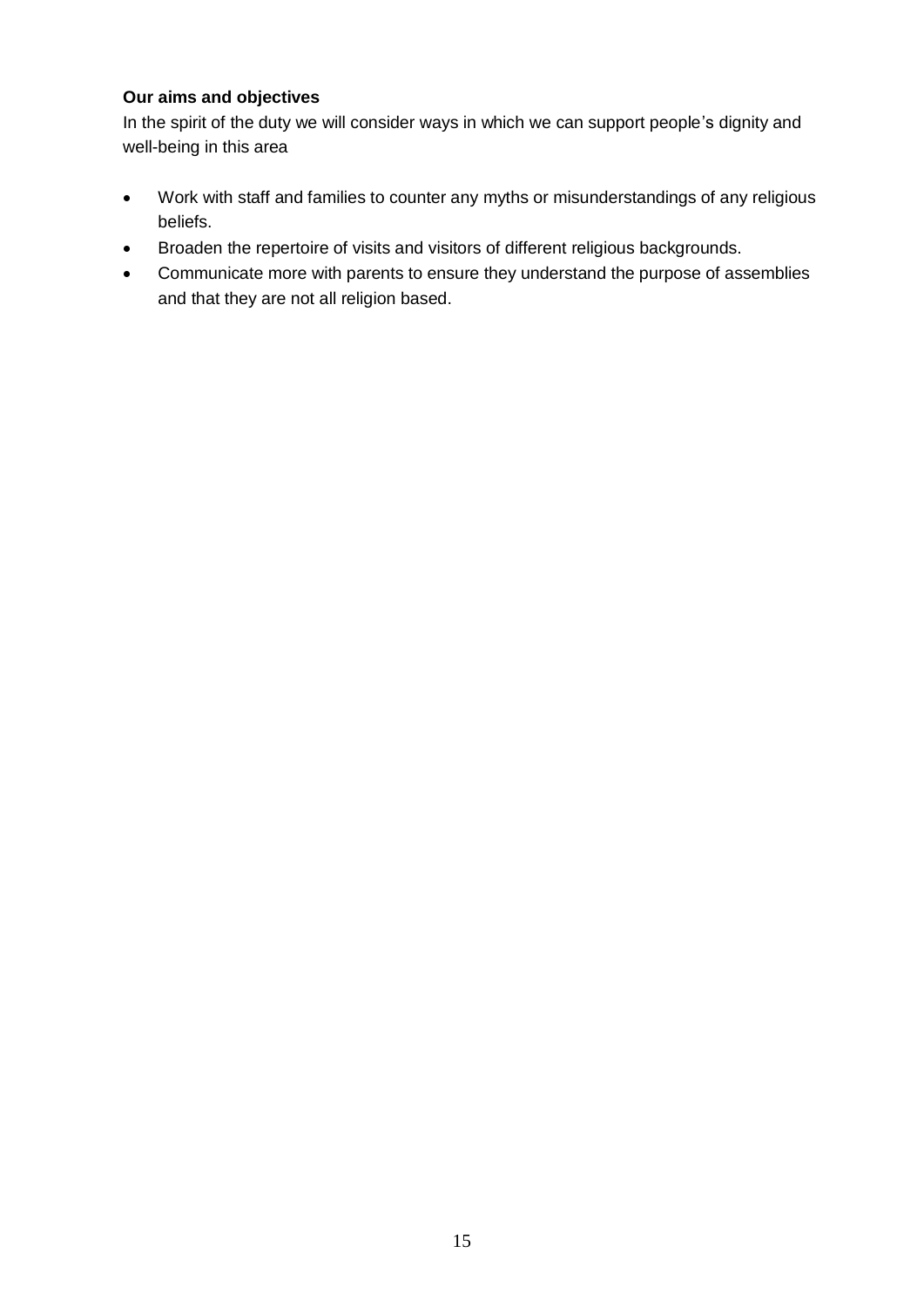**Our aims and objectives**

In the spirit of the duty we will consider ways in which we can support people's dignity and well-being in this area

- Work with staff and families to counter any myths or misunderstandings of any religious beliefs.
- Broaden the repertoire of visits and visitors of different religious backgrounds.
- Communicate more with parents to ensure they understand the purpose of assemblies and that they are not all religion based.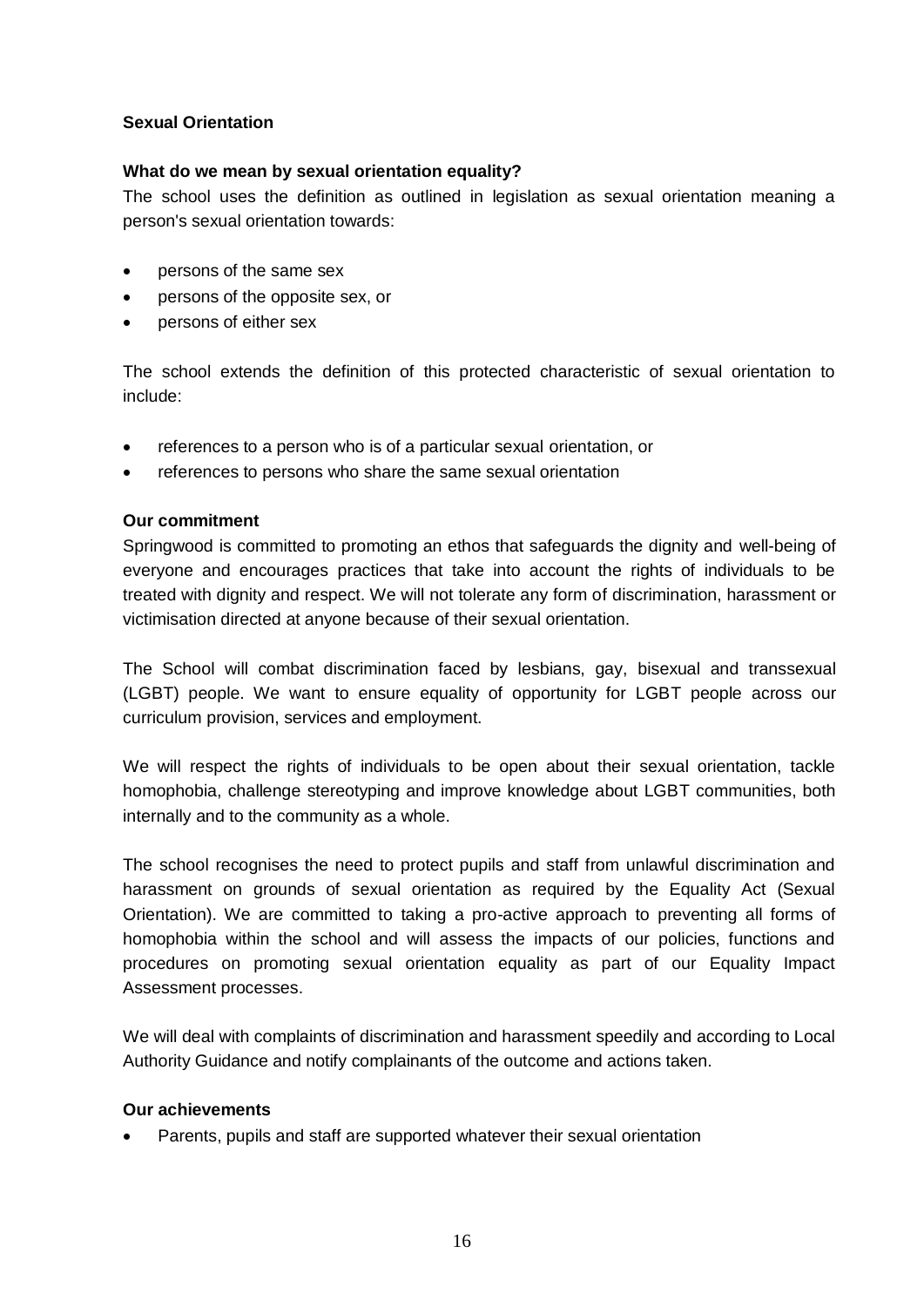### Sexual Orientation

**What do we mean by sexual orientation equality?**

The school uses the definition as outlined in legislation as sexual orientation meaning a person's sexual orientation towards:

- persons of the same sex
- persons of the opposite sex, or
- persons of either sex

The school extends the definition of this protected characteristic of sexual orientation to include:

- references to a person who is of a particular sexual orientation, or
- references to persons who share the same sexual orientation

**Our commitment**

Springwood is committed to promoting an ethos that safeguards the dignity and well-being of everyone and encourages practices that take into account the rights of individuals to be treated with dignity and respect. We will not tolerate any form of discrimination, harassment or victimisation directed at anyone because of their sexual orientation.

The School will combat discrimination faced by lesbians, gay, bisexual and transsexual (LGBT) people. We want to ensure equality of opportunity for LGBT people across our curriculum provision, services and employment.

We will respect the rights of individuals to be open about their sexual orientation, tackle homophobia, challenge stereotyping and improve knowledge about LGBT communities, both internally and to the community as a whole.

The school recognises the need to protect pupils and staff from unlawful discrimination and harassment on grounds of sexual orientation as required by the Equality Act (Sexual Orientation). We are committed to taking a pro-active approach to preventing all forms of homophobia within the school and will assess the impacts of our policies, functions and procedures on promoting sexual orientation equality as part of our Equality Impact Assessment processes.

We will deal with complaints of discrimination and harassment speedily and according to Local Authority Guidance and notify complainants of the outcome and actions taken.

**Our achievements**

- Parents, pupils and staff are supported whatever their sexual orientation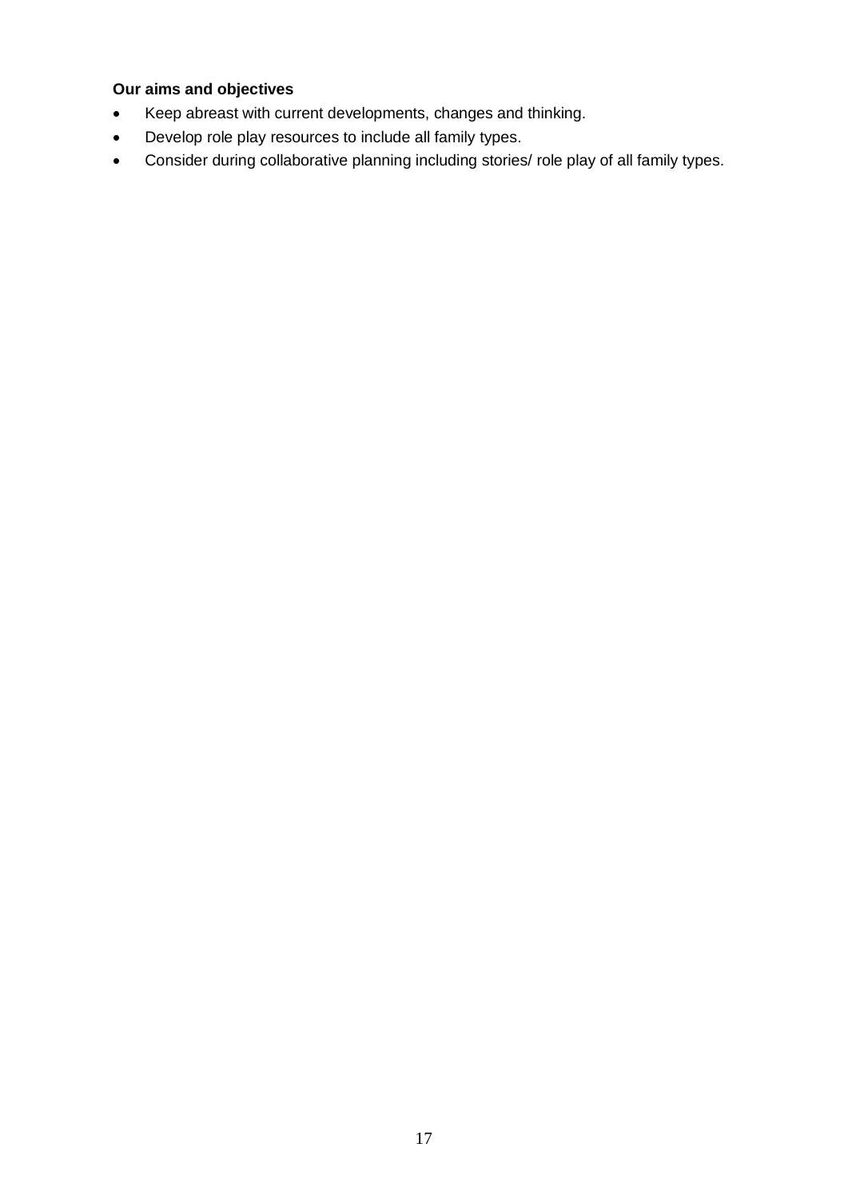**Our aims and objectives**

- Keep abreast with current developments, changes and thinking.
- Develop role play resources to include all family types.
- Consider during collaborative planning including stories/ role play of all family types.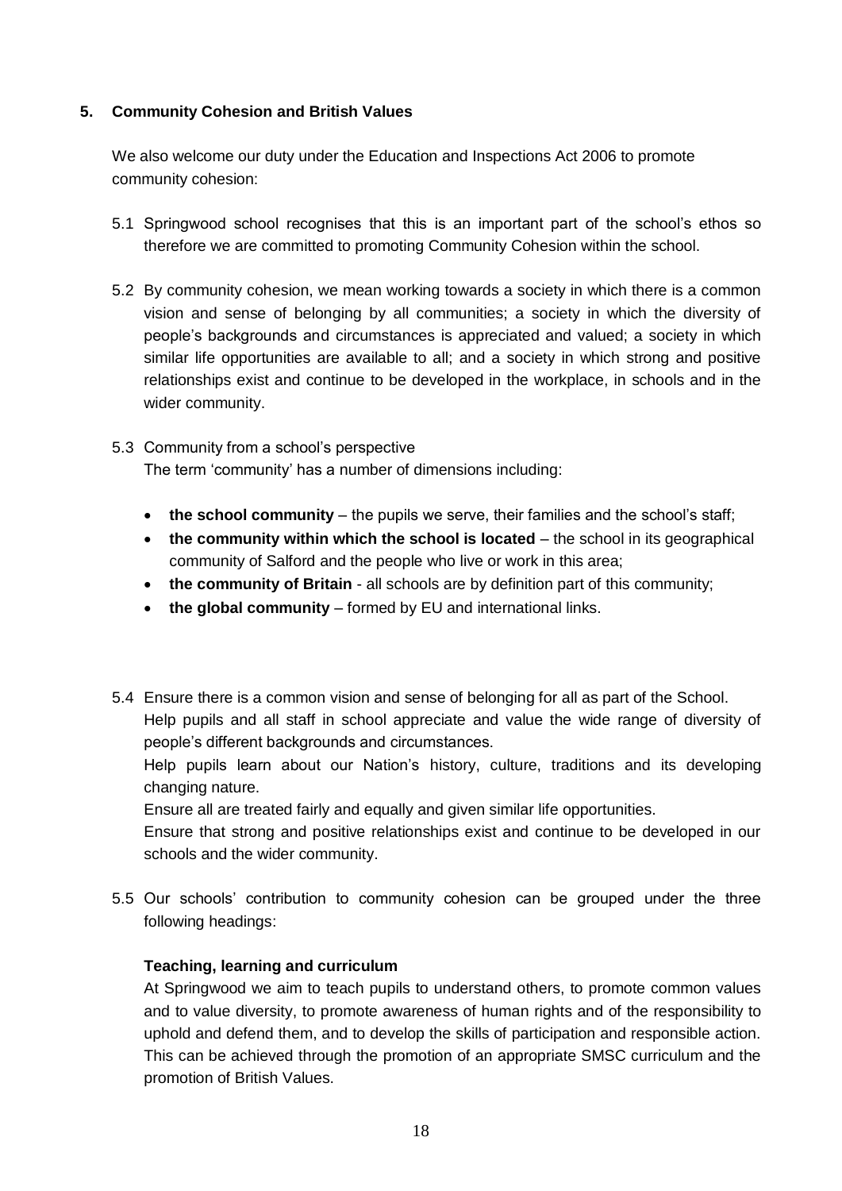## 5. Community Cohesion and British Values

We also welcome our duty under the Education and Inspections Act 2006 to promote community cohesion:

5.1 Springwood school recognises that this is an important part of the school's ethos so therefore we are committed to promoting Community Cohesion within the school.

5.2 By community cohesion, we mean working towards a society in which there is a common vision and sense of belonging by all communities; a society in which the diversity of people's backgrounds and circumstances is appreciated and valued; a society in which similar life opportunities are available to all; and a society in which strong and positive relationships exist and continue to be developed in the workplace, in schools and in the wider community.

5.3 Community from a school's perspective
The term 'community' has a number of dimensions including:

- **the school community** – the pupils we serve, their families and the school's staff;
- **the community within which the school is located** – the school in its geographical community of Salford and the people who live or work in this area;
- **the community of Britain** - all schools are by definition part of this community;
- **the global community** – formed by EU and international links.

5.4 Ensure there is a common vision and sense of belonging for all as part of the School.
Help pupils and all staff in school appreciate and value the wide range of diversity of people's different backgrounds and circumstances.
Help pupils learn about our Nation's history, culture, traditions and its developing changing nature.
Ensure all are treated fairly and equally and given similar life opportunities.
Ensure that strong and positive relationships exist and continue to be developed in our schools and the wider community.

5.5 Our schools' contribution to community cohesion can be grouped under the three following headings:

**Teaching, learning and curriculum**
At Springwood we aim to teach pupils to understand others, to promote common values and to value diversity, to promote awareness of human rights and of the responsibility to uphold and defend them, and to develop the skills of participation and responsible action. This can be achieved through the promotion of an appropriate SMSC curriculum and the promotion of British Values.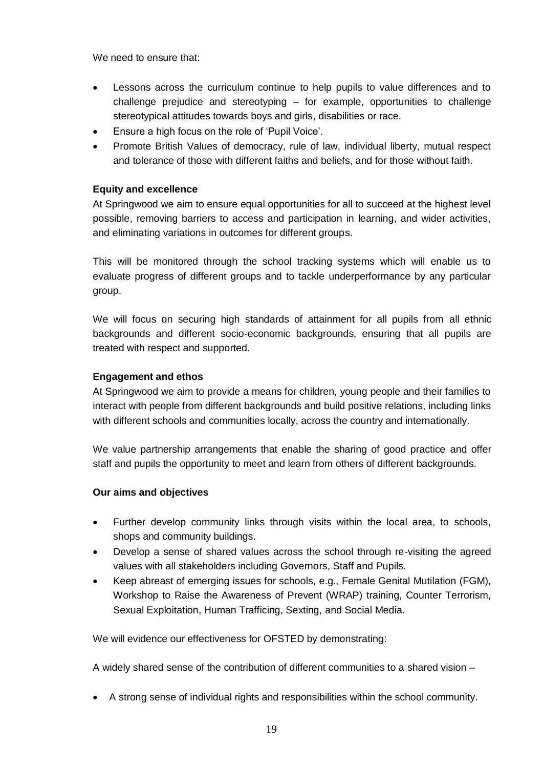We need to ensure that:

- Lessons across the curriculum continue to help pupils to value differences and to challenge prejudice and stereotyping – for example, opportunities to challenge stereotypical attitudes towards boys and girls, disabilities or race.
- Ensure a high focus on the role of 'Pupil Voice'.
- Promote British Values of democracy, rule of law, individual liberty, mutual respect and tolerance of those with different faiths and beliefs, and for those without faith.

**Equity and excellence**

At Springwood we aim to ensure equal opportunities for all to succeed at the highest level possible, removing barriers to access and participation in learning, and wider activities, and eliminating variations in outcomes for different groups.

This will be monitored through the school tracking systems which will enable us to evaluate progress of different groups and to tackle underperformance by any particular group.

We will focus on securing high standards of attainment for all pupils from all ethnic backgrounds and different socio-economic backgrounds, ensuring that all pupils are treated with respect and supported.

**Engagement and ethos**

At Springwood we aim to provide a means for children, young people and their families to interact with people from different backgrounds and build positive relations, including links with different schools and communities locally, across the country and internationally.

We value partnership arrangements that enable the sharing of good practice and offer staff and pupils the opportunity to meet and learn from others of different backgrounds.

**Our aims and objectives**

- Further develop community links through visits within the local area, to schools, shops and community buildings.
- Develop a sense of shared values across the school through re-visiting the agreed values with all stakeholders including Governors, Staff and Pupils.
- Keep abreast of emerging issues for schools, e.g., Female Genital Mutilation (FGM), Workshop to Raise the Awareness of Prevent (WRAP) training, Counter Terrorism, Sexual Exploitation, Human Trafficing, Sexting, and Social Media.

We will evidence our effectiveness for OFSTED by demonstrating:

A widely shared sense of the contribution of different communities to a shared vision –

- A strong sense of individual rights and responsibilities within the school community.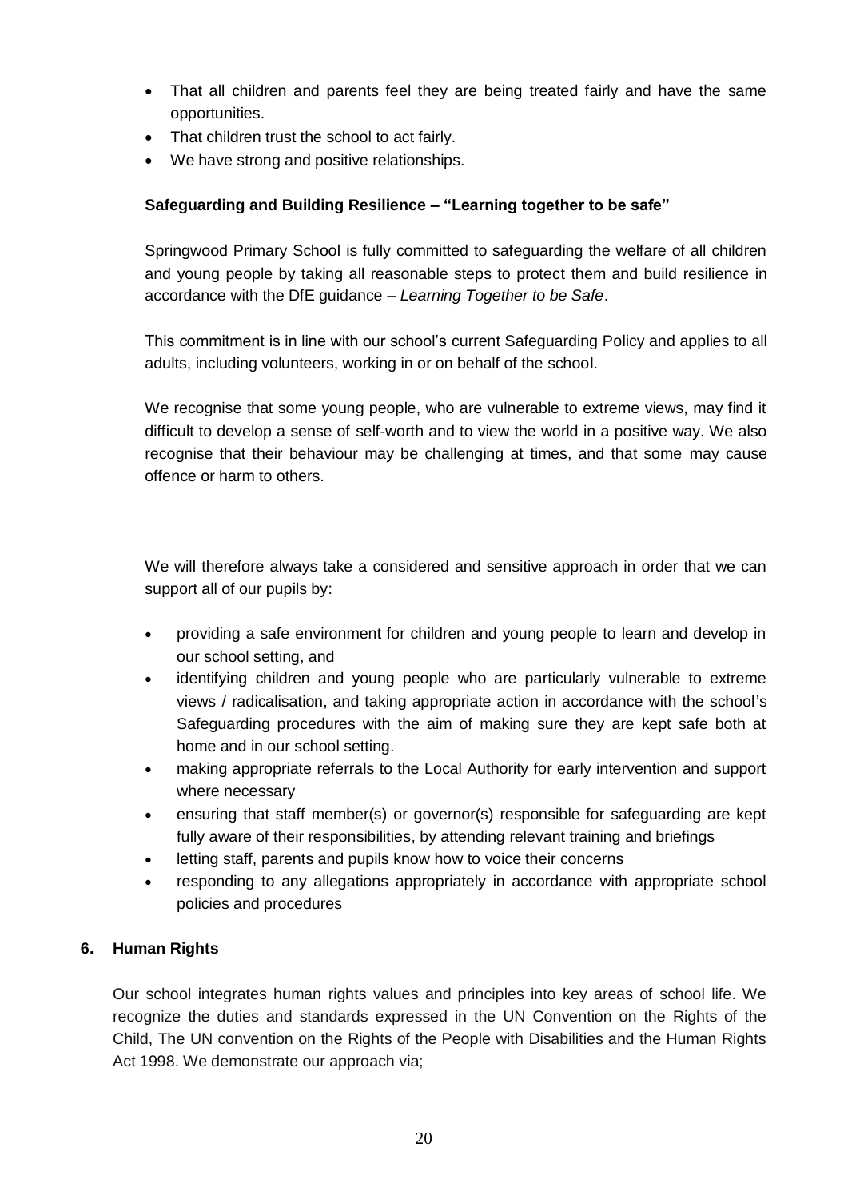- That all children and parents feel they are being treated fairly and have the same opportunities.
- That children trust the school to act fairly.
- We have strong and positive relationships.

**Safeguarding and Building Resilience – "Learning together to be safe"**

Springwood Primary School is fully committed to safeguarding the welfare of all children and young people by taking all reasonable steps to protect them and build resilience in accordance with the DfE guidance – *Learning Together to be Safe*.

This commitment is in line with our school's current Safeguarding Policy and applies to all adults, including volunteers, working in or on behalf of the school.

We recognise that some young people, who are vulnerable to extreme views, may find it difficult to develop a sense of self-worth and to view the world in a positive way. We also recognise that their behaviour may be challenging at times, and that some may cause offence or harm to others.

We will therefore always take a considered and sensitive approach in order that we can support all of our pupils by:

- providing a safe environment for children and young people to learn and develop in our school setting, and
- identifying children and young people who are particularly vulnerable to extreme views / radicalisation, and taking appropriate action in accordance with the school's Safeguarding procedures with the aim of making sure they are kept safe both at home and in our school setting.
- making appropriate referrals to the Local Authority for early intervention and support where necessary
- ensuring that staff member(s) or governor(s) responsible for safeguarding are kept fully aware of their responsibilities, by attending relevant training and briefings
- letting staff, parents and pupils know how to voice their concerns
- responding to any allegations appropriately in accordance with appropriate school policies and procedures

## 6. Human Rights

Our school integrates human rights values and principles into key areas of school life. We recognize the duties and standards expressed in the UN Convention on the Rights of the Child, The UN convention on the Rights of the People with Disabilities and the Human Rights Act 1998. We demonstrate our approach via;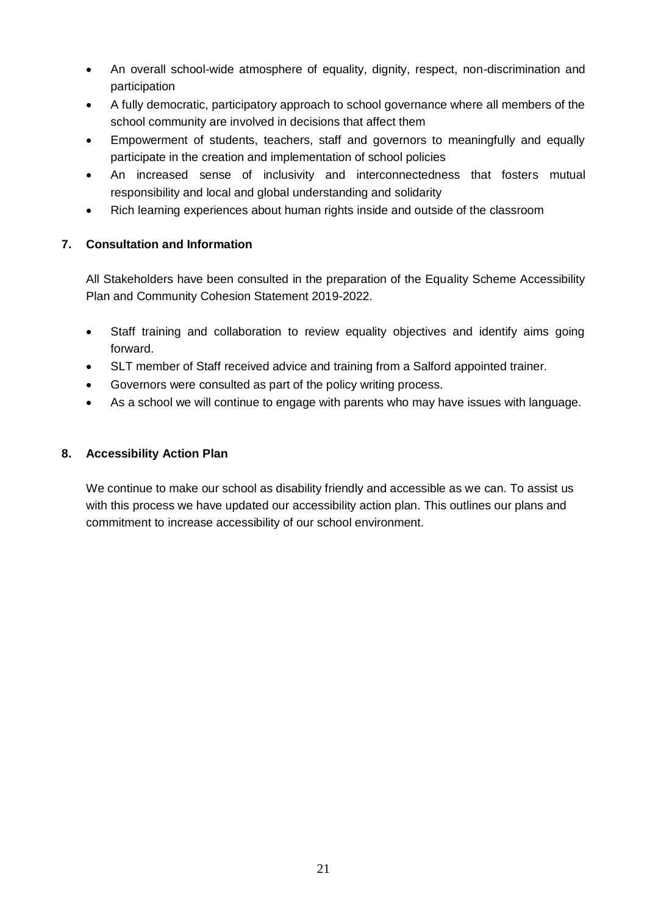- An overall school-wide atmosphere of equality, dignity, respect, non-discrimination and participation
- A fully democratic, participatory approach to school governance where all members of the school community are involved in decisions that affect them
- Empowerment of students, teachers, staff and governors to meaningfully and equally participate in the creation and implementation of school policies
- An increased sense of inclusivity and interconnectedness that fosters mutual responsibility and local and global understanding and solidarity
- Rich learning experiences about human rights inside and outside of the classroom

## 7. Consultation and Information

All Stakeholders have been consulted in the preparation of the Equality Scheme Accessibility Plan and Community Cohesion Statement 2019-2022.

- Staff training and collaboration to review equality objectives and identify aims going forward.
- SLT member of Staff received advice and training from a Salford appointed trainer.
- Governors were consulted as part of the policy writing process.
- As a school we will continue to engage with parents who may have issues with language.

## 8. Accessibility Action Plan

We continue to make our school as disability friendly and accessible as we can. To assist us with this process we have updated our accessibility action plan. This outlines our plans and commitment to increase accessibility of our school environment.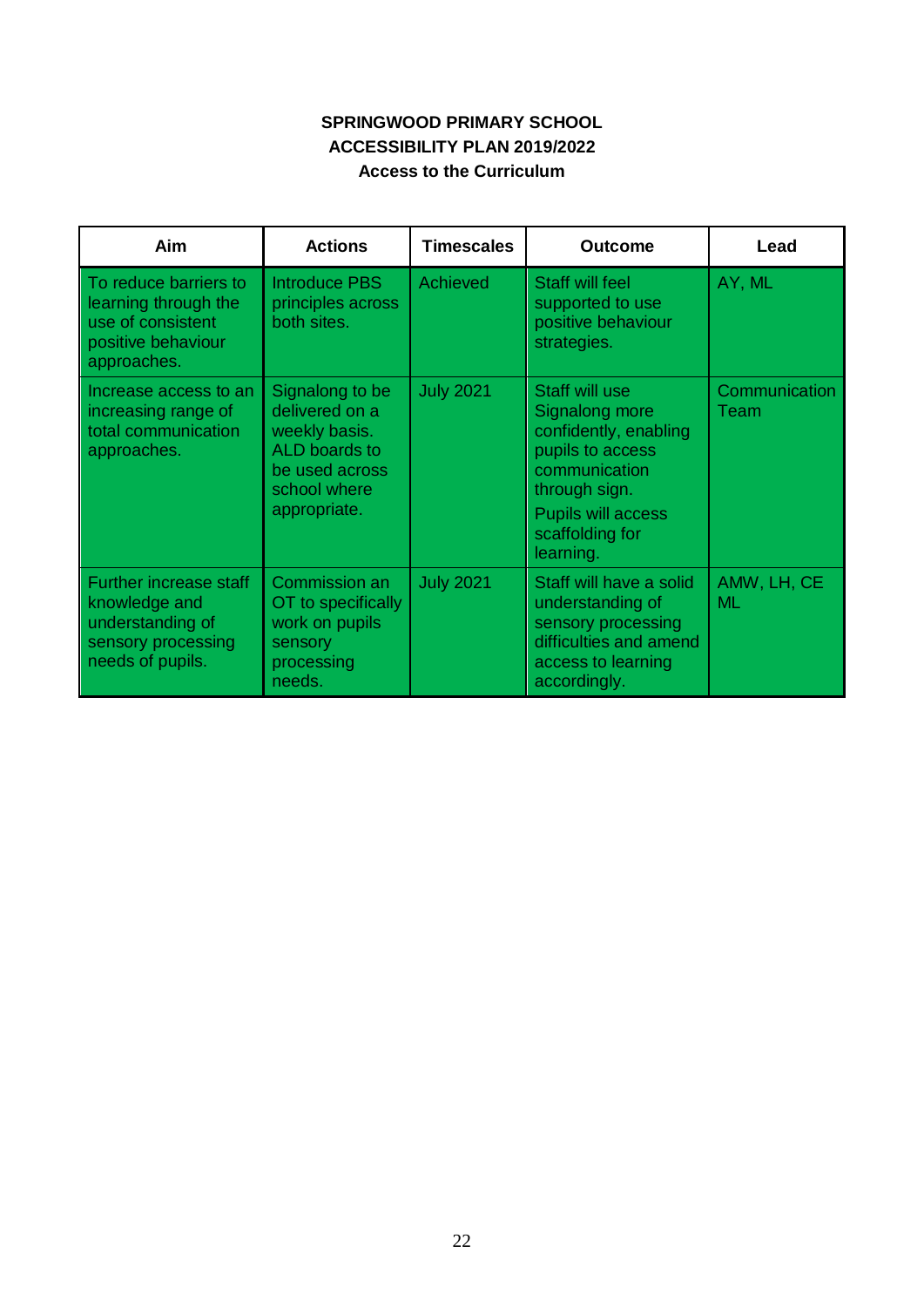**SPRINGWOOD PRIMARY SCHOOL**
**ACCESSIBILITY PLAN 2019/2022**
**Access to the Curriculum**

| Aim | Actions | Timescales | Outcome | Lead |
|---|---|---|---|---|
| To reduce barriers to learning through the use of consistent positive behaviour approaches. | Introduce PBS principles across both sites. | Achieved | Staff will feel supported to use positive behaviour strategies. | AY, ML |
| Increase access to an increasing range of total communication approaches. | Signalong to be delivered on a weekly basis. ALD boards to be used across school where appropriate. | July 2021 | Staff will use Signalong more confidently, enabling pupils to access communication through sign. Pupils will access scaffolding for learning. | Communication Team |
| Further increase staff knowledge and understanding of sensory processing needs of pupils. | Commission an OT to specifically work on pupils sensory processing needs. | July 2021 | Staff will have a solid understanding of sensory processing difficulties and amend access to learning accordingly. | AMW, LH, CE ML |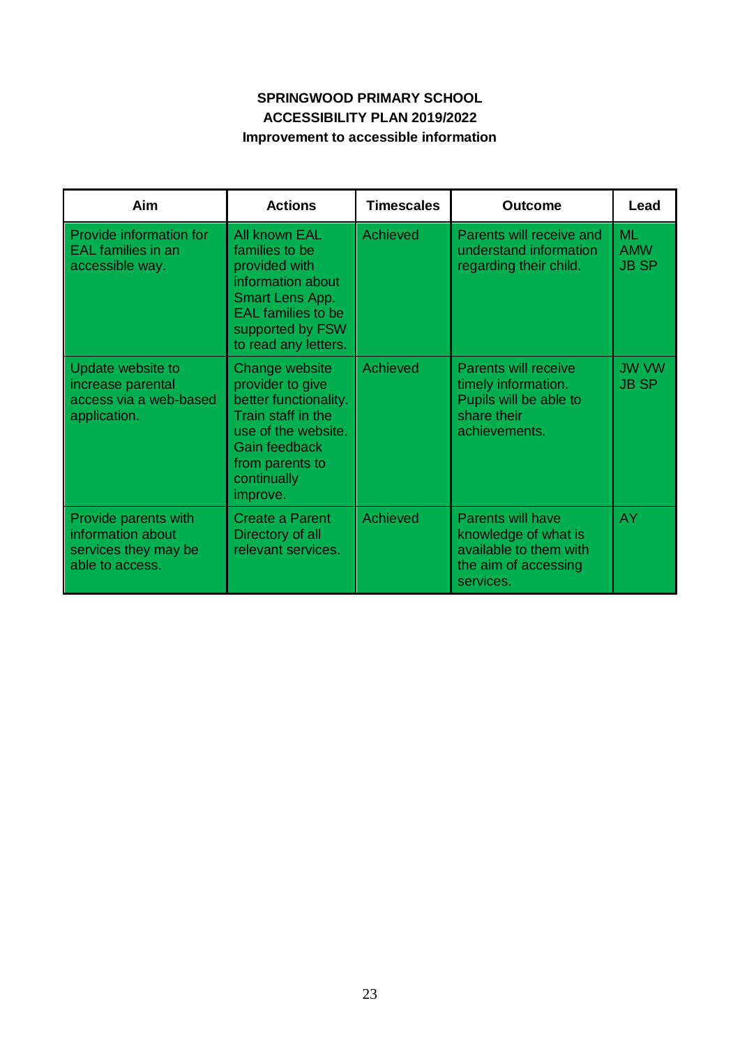**SPRINGWOOD PRIMARY SCHOOL**
**ACCESSIBILITY PLAN 2019/2022**
**Improvement to accessible information**

| Aim | Actions | Timescales | Outcome | Lead |
|---|---|---|---|---|
| Provide information for EAL families in an accessible way. | All known EAL families to be provided with information about Smart Lens App. EAL families to be supported by FSW to read any letters. | Achieved | Parents will receive and understand information regarding their child. | ML AMW JB SP |
| Update website to increase parental access via a web-based application. | Change website provider to give better functionality. Train staff in the use of the website. Gain feedback from parents to continually improve. | Achieved | Parents will receive timely information. Pupils will be able to share their achievements. | JW VW JB SP |
| Provide parents with information about services they may be able to access. | Create a Parent Directory of all relevant services. | Achieved | Parents will have knowledge of what is available to them with the aim of accessing services. | AY |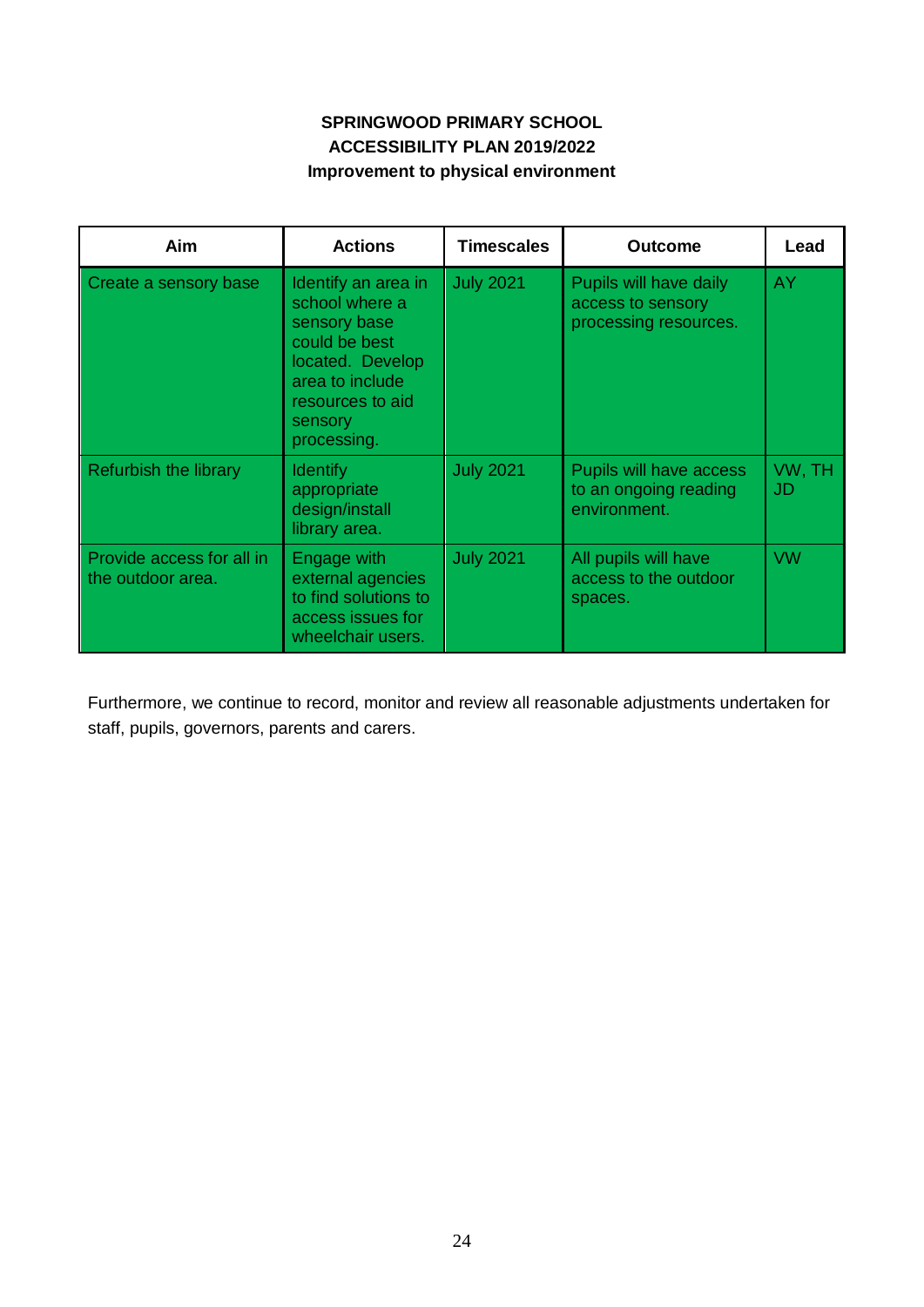**SPRINGWOOD PRIMARY SCHOOL**
**ACCESSIBILITY PLAN 2019/2022**
**Improvement to physical environment**

| Aim | Actions | Timescales | Outcome | Lead |
|---|---|---|---|---|
| Create a sensory base | Identify an area in school where a sensory base could be best located. Develop area to include resources to aid sensory processing. | July 2021 | Pupils will have daily access to sensory processing resources. | AY |
| Refurbish the library | Identify appropriate design/install library area. | July 2021 | Pupils will have access to an ongoing reading environment. | VW, TH JD |
| Provide access for all in the outdoor area. | Engage with external agencies to find solutions to access issues for wheelchair users. | July 2021 | All pupils will have access to the outdoor spaces. | VW |

Furthermore, we continue to record, monitor and review all reasonable adjustments undertaken for staff, pupils, governors, parents and carers.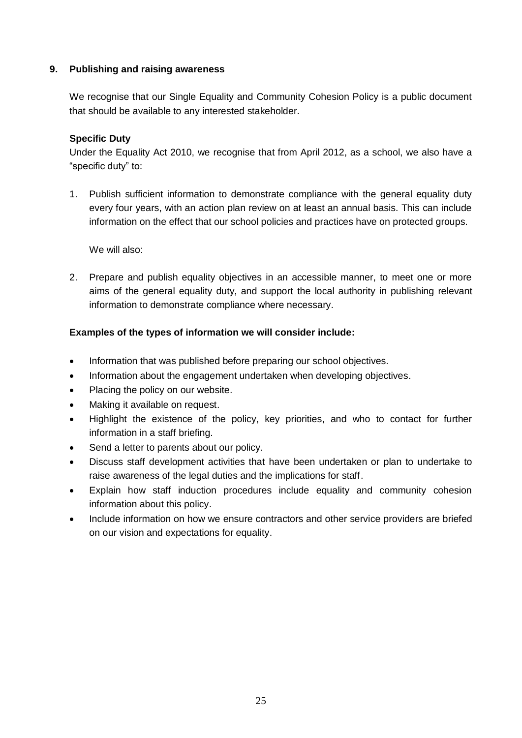## 9. Publishing and raising awareness

We recognise that our Single Equality and Community Cohesion Policy is a public document that should be available to any interested stakeholder.

**Specific Duty**

Under the Equality Act 2010, we recognise that from April 2012, as a school, we also have a "specific duty" to:

1. Publish sufficient information to demonstrate compliance with the general equality duty every four years, with an action plan review on at least an annual basis. This can include information on the effect that our school policies and practices have on protected groups.

   We will also:

2. Prepare and publish equality objectives in an accessible manner, to meet one or more aims of the general equality duty, and support the local authority in publishing relevant information to demonstrate compliance where necessary.

**Examples of the types of information we will consider include:**

- Information that was published before preparing our school objectives.
- Information about the engagement undertaken when developing objectives.
- Placing the policy on our website.
- Making it available on request.
- Highlight the existence of the policy, key priorities, and who to contact for further information in a staff briefing.
- Send a letter to parents about our policy.
- Discuss staff development activities that have been undertaken or plan to undertake to raise awareness of the legal duties and the implications for staff.
- Explain how staff induction procedures include equality and community cohesion information about this policy.
- Include information on how we ensure contractors and other service providers are briefed on our vision and expectations for equality.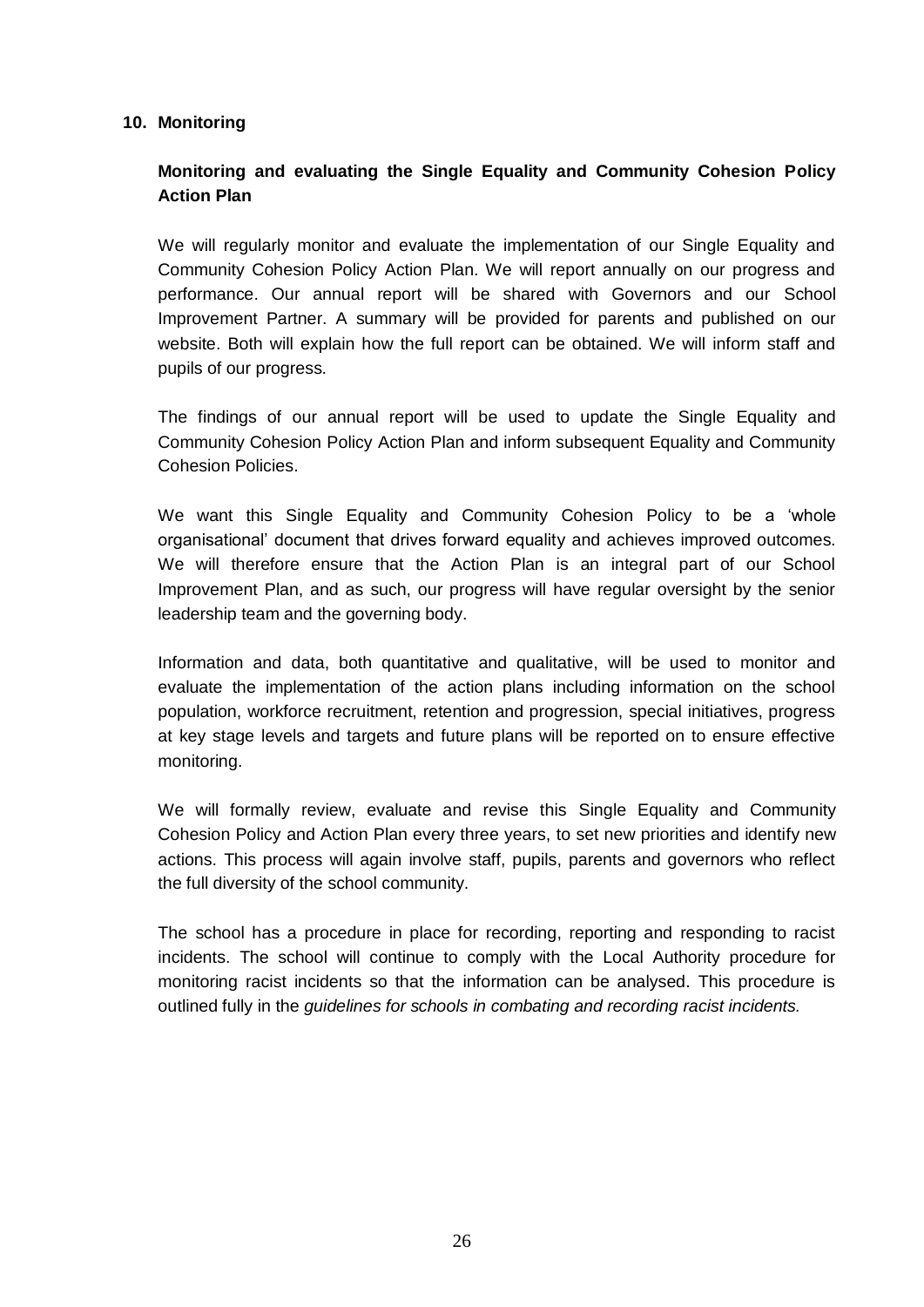## 10. Monitoring

### Monitoring and evaluating the Single Equality and Community Cohesion Policy Action Plan

We will regularly monitor and evaluate the implementation of our Single Equality and Community Cohesion Policy Action Plan. We will report annually on our progress and performance. Our annual report will be shared with Governors and our School Improvement Partner. A summary will be provided for parents and published on our website. Both will explain how the full report can be obtained. We will inform staff and pupils of our progress.

The findings of our annual report will be used to update the Single Equality and Community Cohesion Policy Action Plan and inform subsequent Equality and Community Cohesion Policies.

We want this Single Equality and Community Cohesion Policy to be a 'whole organisational' document that drives forward equality and achieves improved outcomes. We will therefore ensure that the Action Plan is an integral part of our School Improvement Plan, and as such, our progress will have regular oversight by the senior leadership team and the governing body.

Information and data, both quantitative and qualitative, will be used to monitor and evaluate the implementation of the action plans including information on the school population, workforce recruitment, retention and progression, special initiatives, progress at key stage levels and targets and future plans will be reported on to ensure effective monitoring.

We will formally review, evaluate and revise this Single Equality and Community Cohesion Policy and Action Plan every three years, to set new priorities and identify new actions. This process will again involve staff, pupils, parents and governors who reflect the full diversity of the school community.

The school has a procedure in place for recording, reporting and responding to racist incidents. The school will continue to comply with the Local Authority procedure for monitoring racist incidents so that the information can be analysed. This procedure is outlined fully in the *guidelines for schools in combating and recording racist incidents.*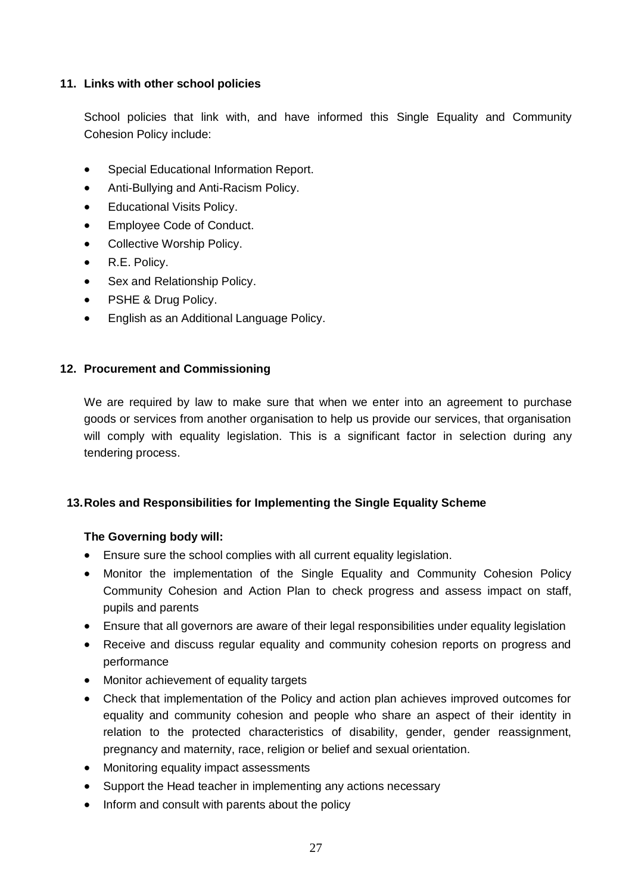## 11. Links with other school policies

School policies that link with, and have informed this Single Equality and Community Cohesion Policy include:

- Special Educational Information Report.
- Anti-Bullying and Anti-Racism Policy.
- Educational Visits Policy.
- Employee Code of Conduct.
- Collective Worship Policy.
- R.E. Policy.
- Sex and Relationship Policy.
- PSHE & Drug Policy.
- English as an Additional Language Policy.

## 12. Procurement and Commissioning

We are required by law to make sure that when we enter into an agreement to purchase goods or services from another organisation to help us provide our services, that organisation will comply with equality legislation. This is a significant factor in selection during any tendering process.

## 13. Roles and Responsibilities for Implementing the Single Equality Scheme

**The Governing body will:**

- Ensure sure the school complies with all current equality legislation.
- Monitor the implementation of the Single Equality and Community Cohesion Policy Community Cohesion and Action Plan to check progress and assess impact on staff, pupils and parents
- Ensure that all governors are aware of their legal responsibilities under equality legislation
- Receive and discuss regular equality and community cohesion reports on progress and performance
- Monitor achievement of equality targets
- Check that implementation of the Policy and action plan achieves improved outcomes for equality and community cohesion and people who share an aspect of their identity in relation to the protected characteristics of disability, gender, gender reassignment, pregnancy and maternity, race, religion or belief and sexual orientation.
- Monitoring equality impact assessments
- Support the Head teacher in implementing any actions necessary
- Inform and consult with parents about the policy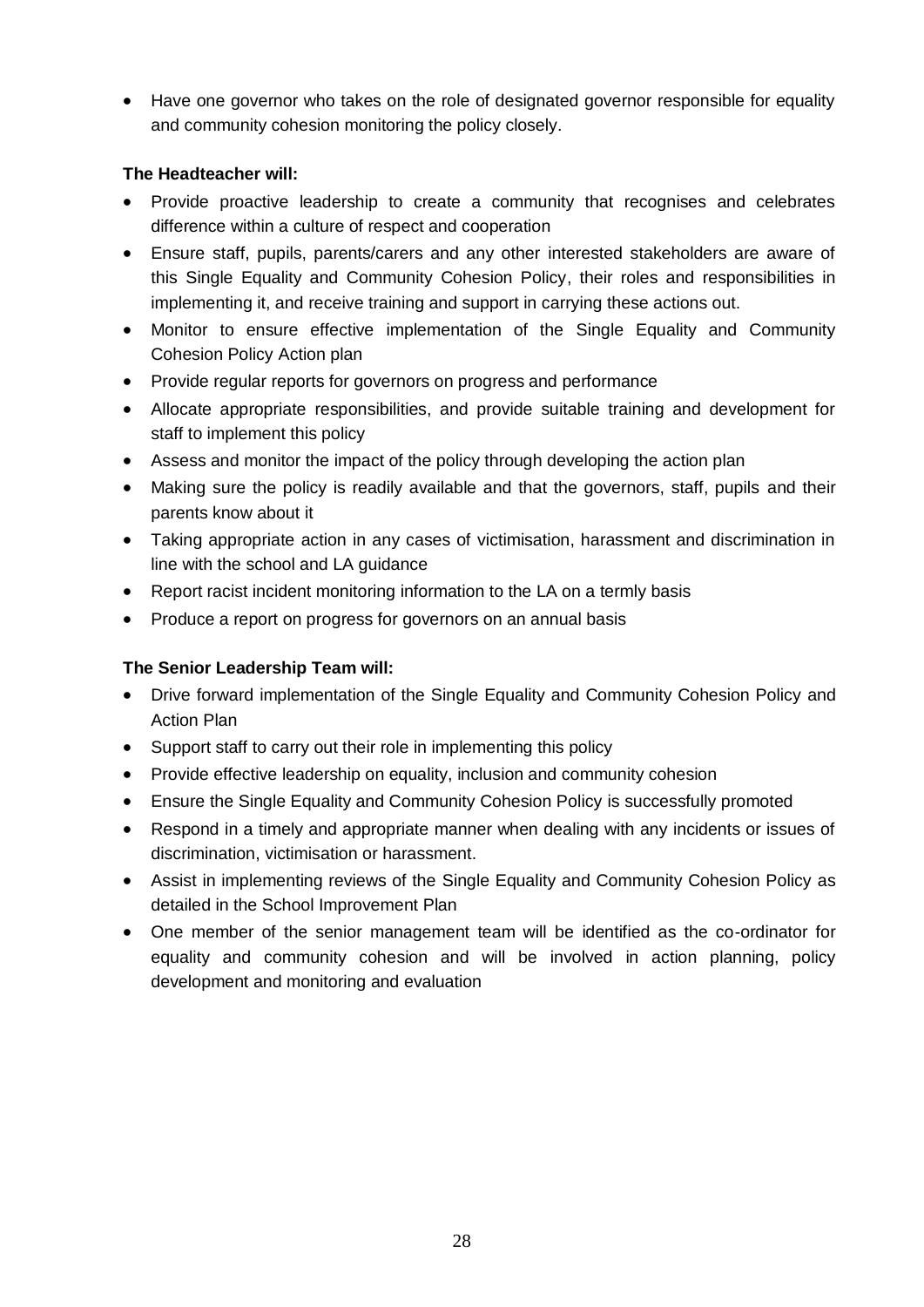- Have one governor who takes on the role of designated governor responsible for equality and community cohesion monitoring the policy closely.

**The Headteacher will:**

- Provide proactive leadership to create a community that recognises and celebrates difference within a culture of respect and cooperation
- Ensure staff, pupils, parents/carers and any other interested stakeholders are aware of this Single Equality and Community Cohesion Policy, their roles and responsibilities in implementing it, and receive training and support in carrying these actions out.
- Monitor to ensure effective implementation of the Single Equality and Community Cohesion Policy Action plan
- Provide regular reports for governors on progress and performance
- Allocate appropriate responsibilities, and provide suitable training and development for staff to implement this policy
- Assess and monitor the impact of the policy through developing the action plan
- Making sure the policy is readily available and that the governors, staff, pupils and their parents know about it
- Taking appropriate action in any cases of victimisation, harassment and discrimination in line with the school and LA guidance
- Report racist incident monitoring information to the LA on a termly basis
- Produce a report on progress for governors on an annual basis

**The Senior Leadership Team will:**

- Drive forward implementation of the Single Equality and Community Cohesion Policy and Action Plan
- Support staff to carry out their role in implementing this policy
- Provide effective leadership on equality, inclusion and community cohesion
- Ensure the Single Equality and Community Cohesion Policy is successfully promoted
- Respond in a timely and appropriate manner when dealing with any incidents or issues of discrimination, victimisation or harassment.
- Assist in implementing reviews of the Single Equality and Community Cohesion Policy as detailed in the School Improvement Plan
- One member of the senior management team will be identified as the co-ordinator for equality and community cohesion and will be involved in action planning, policy development and monitoring and evaluation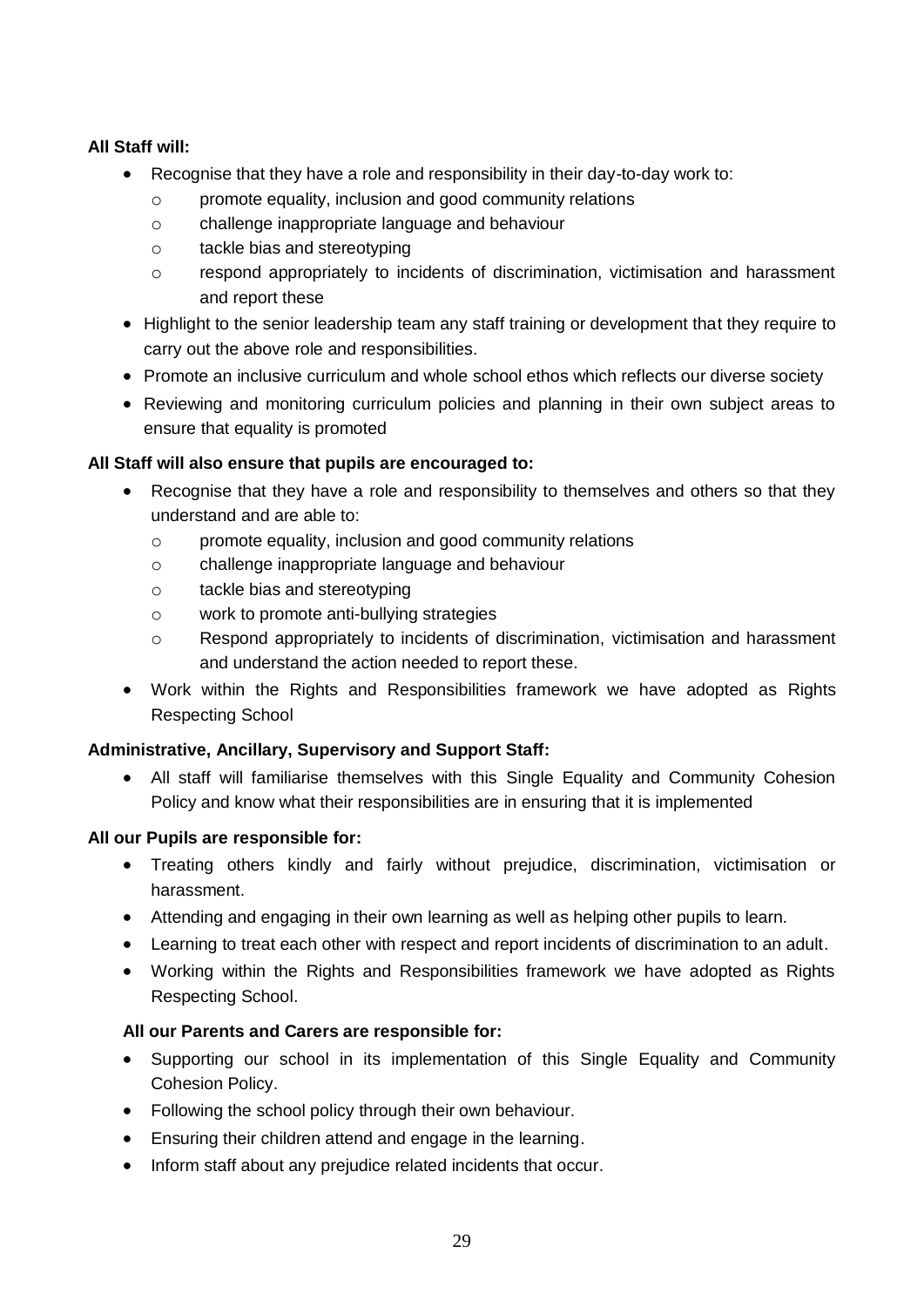**All Staff will:**

- Recognise that they have a role and responsibility in their day-to-day work to:
  - promote equality, inclusion and good community relations
  - challenge inappropriate language and behaviour
  - tackle bias and stereotyping
  - respond appropriately to incidents of discrimination, victimisation and harassment and report these
- Highlight to the senior leadership team any staff training or development that they require to carry out the above role and responsibilities.
- Promote an inclusive curriculum and whole school ethos which reflects our diverse society
- Reviewing and monitoring curriculum policies and planning in their own subject areas to ensure that equality is promoted

**All Staff will also ensure that pupils are encouraged to:**

- Recognise that they have a role and responsibility to themselves and others so that they understand and are able to:
  - promote equality, inclusion and good community relations
  - challenge inappropriate language and behaviour
  - tackle bias and stereotyping
  - work to promote anti-bullying strategies
  - Respond appropriately to incidents of discrimination, victimisation and harassment and understand the action needed to report these.
- Work within the Rights and Responsibilities framework we have adopted as Rights Respecting School

**Administrative, Ancillary, Supervisory and Support Staff:**

- All staff will familiarise themselves with this Single Equality and Community Cohesion Policy and know what their responsibilities are in ensuring that it is implemented

**All our Pupils are responsible for:**

- Treating others kindly and fairly without prejudice, discrimination, victimisation or harassment.
- Attending and engaging in their own learning as well as helping other pupils to learn.
- Learning to treat each other with respect and report incidents of discrimination to an adult.
- Working within the Rights and Responsibilities framework we have adopted as Rights Respecting School.

**All our Parents and Carers are responsible for:**

- Supporting our school in its implementation of this Single Equality and Community Cohesion Policy.
- Following the school policy through their own behaviour.
- Ensuring their children attend and engage in the learning.
- Inform staff about any prejudice related incidents that occur.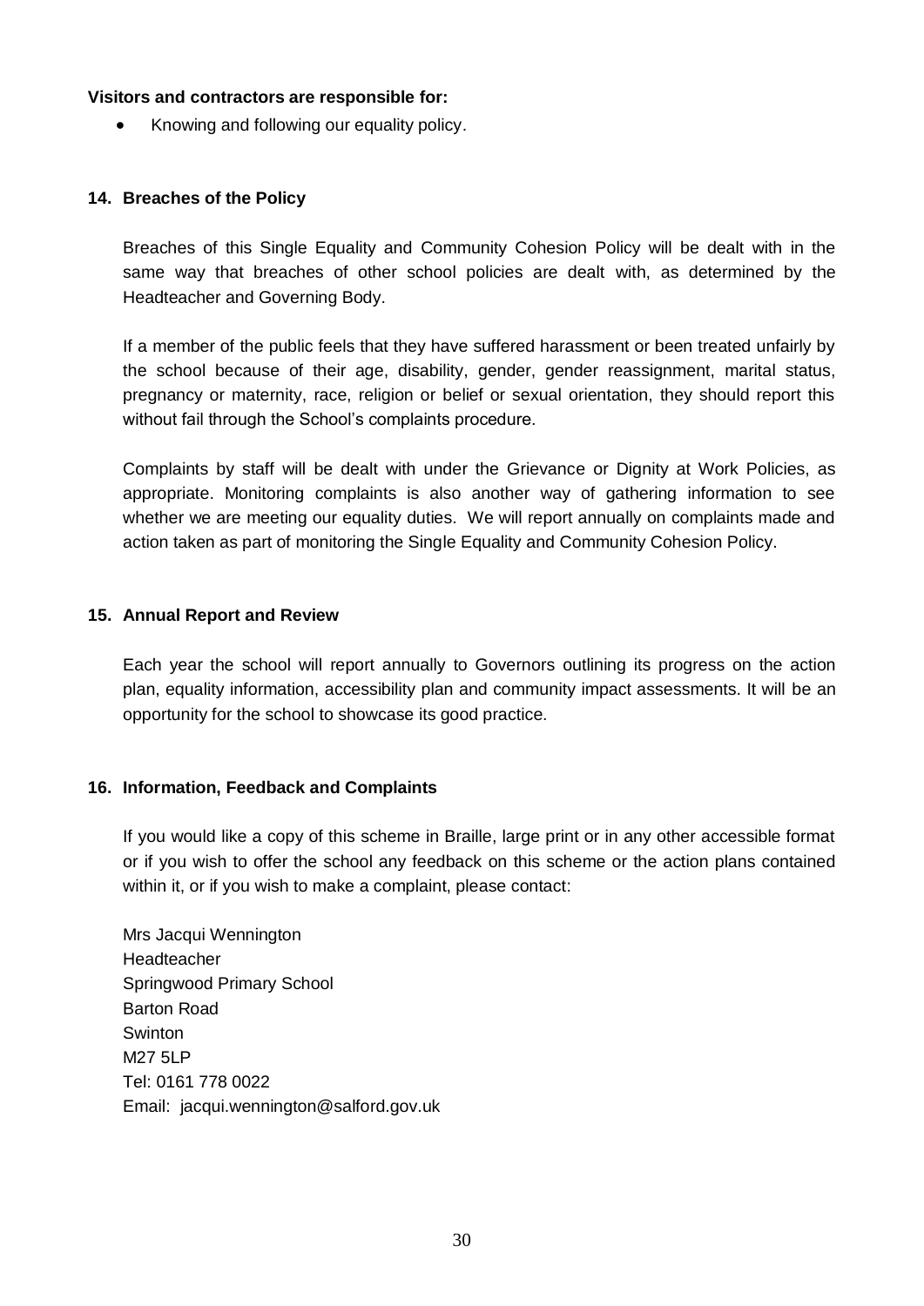**Visitors and contractors are responsible for:**

- Knowing and following our equality policy.

## 14. Breaches of the Policy

Breaches of this Single Equality and Community Cohesion Policy will be dealt with in the same way that breaches of other school policies are dealt with, as determined by the Headteacher and Governing Body.

If a member of the public feels that they have suffered harassment or been treated unfairly by the school because of their age, disability, gender, gender reassignment, marital status, pregnancy or maternity, race, religion or belief or sexual orientation, they should report this without fail through the School's complaints procedure.

Complaints by staff will be dealt with under the Grievance or Dignity at Work Policies, as appropriate. Monitoring complaints is also another way of gathering information to see whether we are meeting our equality duties. We will report annually on complaints made and action taken as part of monitoring the Single Equality and Community Cohesion Policy.

## 15. Annual Report and Review

Each year the school will report annually to Governors outlining its progress on the action plan, equality information, accessibility plan and community impact assessments. It will be an opportunity for the school to showcase its good practice.

## 16. Information, Feedback and Complaints

If you would like a copy of this scheme in Braille, large print or in any other accessible format or if you wish to offer the school any feedback on this scheme or the action plans contained within it, or if you wish to make a complaint, please contact:

Mrs Jacqui Wennington
Headteacher
Springwood Primary School
Barton Road
Swinton
M27 5LP
Tel: 0161 778 0022
Email: jacqui.wennington@salford.gov.uk